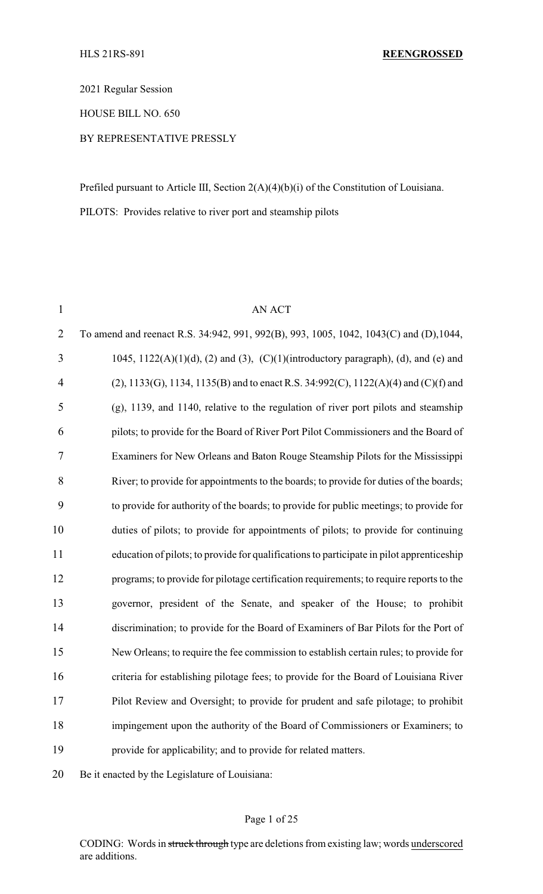HLS 21RS-891 **REENGROSSED**

2021 Regular Session

HOUSE BILL NO. 650

BY REPRESENTATIVE PRESSLY

Prefiled pursuant to Article III, Section 2(A)(4)(b)(i) of the Constitution of Louisiana.

PILOTS: Provides relative to river port and steamship pilots

AN ACT

To amend and reenact R.S. 34:942, 991, 992(B), 993, 1005, 1042, 1043(C) and (D),1044, 1045, 1122(A)(1)(d), (2) and (3), (C)(1)(introductory paragraph), (d), and (e) and (2), 1133(G), 1134, 1135(B) and to enact R.S. 34:992(C), 1122(A)(4) and (C)(f) and (g), 1139, and 1140, relative to the regulation of river port pilots and steamship pilots; to provide for the Board of River Port Pilot Commissioners and the Board of Examiners for New Orleans and Baton Rouge Steamship Pilots for the Mississippi River; to provide for appointments to the boards; to provide for duties of the boards; to provide for authority of the boards; to provide for public meetings; to provide for duties of pilots; to provide for appointments of pilots; to provide for continuing education of pilots; to provide for qualifications to participate in pilot apprenticeship programs; to provide for pilotage certification requirements; to require reports to the governor, president of the Senate, and speaker of the House; to prohibit discrimination; to provide for the Board of Examiners of Bar Pilots for the Port of New Orleans; to require the fee commission to establish certain rules; to provide for criteria for establishing pilotage fees; to provide for the Board of Louisiana River Pilot Review and Oversight; to provide for prudent and safe pilotage; to prohibit impingement upon the authority of the Board of Commissioners or Examiners; to provide for applicability; and to provide for related matters.

Be it enacted by the Legislature of Louisiana:

CODING: Words in ~~struck through~~ type are deletions from existing law; words underscored are additions.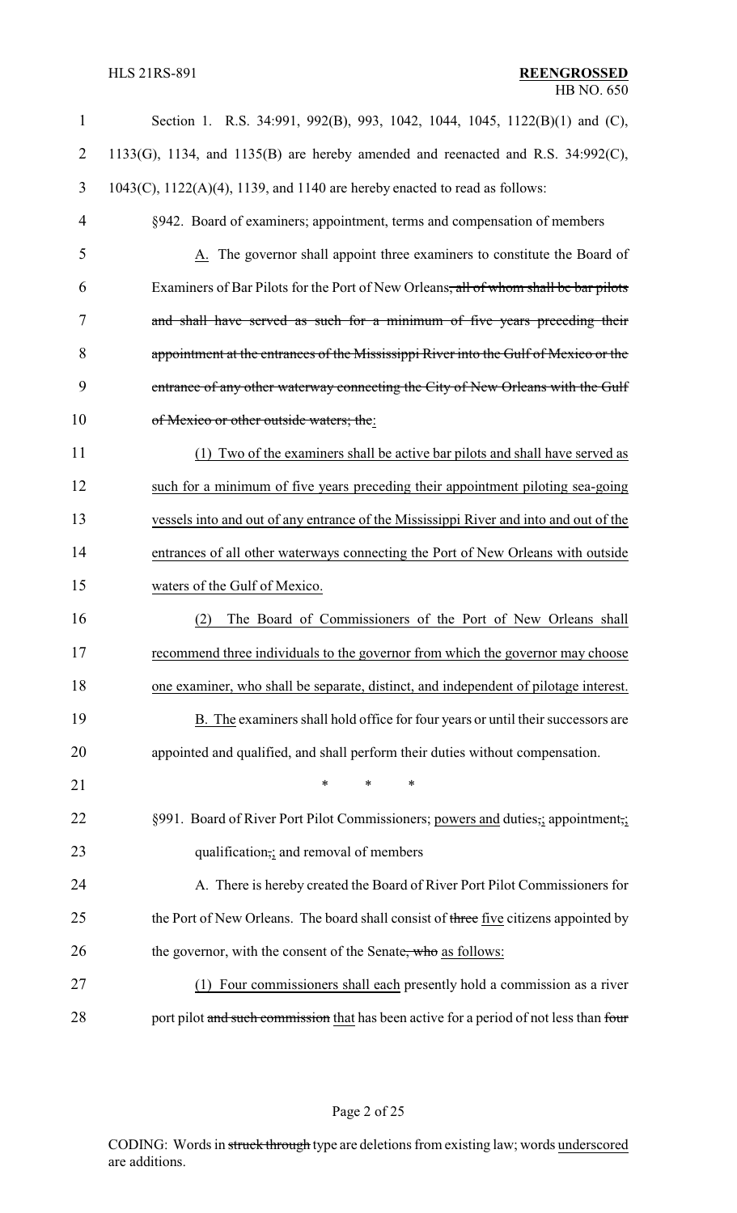Section 1. R.S. 34:991, 992(B), 993, 1042, 1044, 1045, 1122(B)(1) and (C), 1133(G), 1134, and 1135(B) are hereby amended and reenacted and R.S. 34:992(C), 1043(C), 1122(A)(4), 1139, and 1140 are hereby enacted to read as follows:

§942. Board of examiners; appointment, terms and compensation of members

A. The governor shall appoint three examiners to constitute the Board of Examiners of Bar Pilots for the Port of New Orleans, all of whom shall be bar pilots and shall have served as such for a minimum of five years preceding their appointment at the entrances of the Mississippi River into the Gulf of Mexico or the entrance of any other waterway connecting the City of New Orleans with the Gulf of Mexico or other outside waters; the:

(1) Two of the examiners shall be active bar pilots and shall have served as such for a minimum of five years preceding their appointment piloting sea-going vessels into and out of any entrance of the Mississippi River and into and out of the entrances of all other waterways connecting the Port of New Orleans with outside waters of the Gulf of Mexico.

(2) The Board of Commissioners of the Port of New Orleans shall recommend three individuals to the governor from which the governor may choose one examiner, who shall be separate, distinct, and independent of pilotage interest.

B. The examiners shall hold office for four years or until their successors are appointed and qualified, and shall perform their duties without compensation.

\* \* \*

§991. Board of River Port Pilot Commissioners; powers and duties,; appointment,; qualification,; and removal of members

A. There is hereby created the Board of River Port Pilot Commissioners for the Port of New Orleans. The board shall consist of three five citizens appointed by the governor, with the consent of the Senate, who as follows:

(1) Four commissioners shall each presently hold a commission as a river port pilot and such commission that has been active for a period of not less than four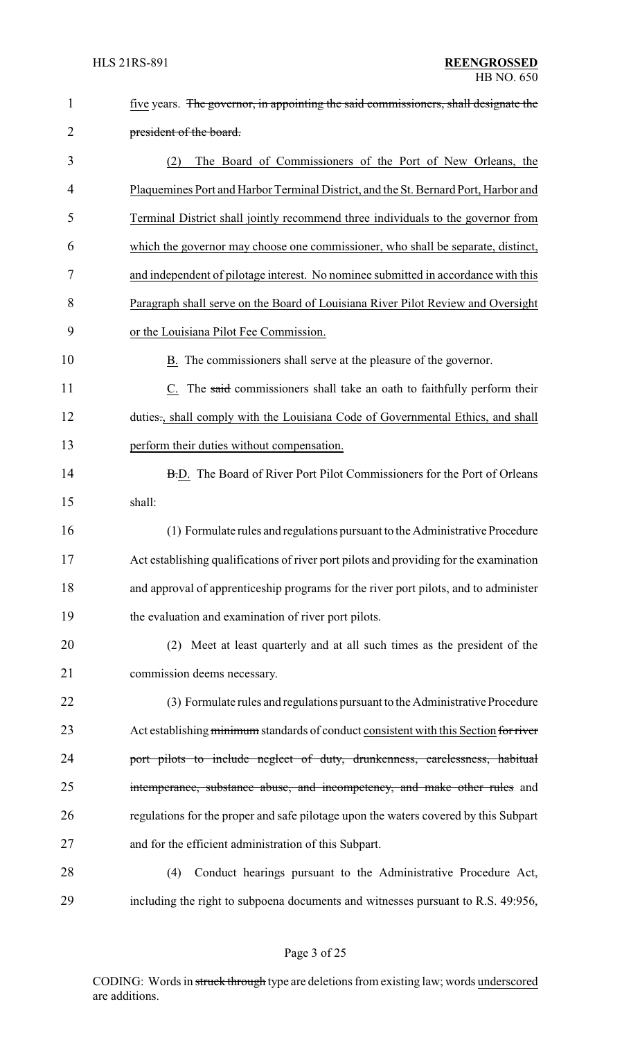five years. ~~The governor, in appointing the said commissioners, shall designate the president of the board.~~

(2) The Board of Commissioners of the Port of New Orleans, the Plaquemines Port and Harbor Terminal District, and the St. Bernard Port, Harbor and Terminal District shall jointly recommend three individuals to the governor from which the governor may choose one commissioner, who shall be separate, distinct, and independent of pilotage interest. No nominee submitted in accordance with this Paragraph shall serve on the Board of Louisiana River Pilot Review and Oversight or the Louisiana Pilot Fee Commission.

B. The commissioners shall serve at the pleasure of the governor.

C. The ~~said~~ commissioners shall take an oath to faithfully perform their duties~~.~~, shall comply with the Louisiana Code of Governmental Ethics, and shall perform their duties without compensation.

~~B.~~D. The Board of River Port Pilot Commissioners for the Port of Orleans shall:

(1) Formulate rules and regulations pursuant to the Administrative Procedure Act establishing qualifications of river port pilots and providing for the examination and approval of apprenticeship programs for the river port pilots, and to administer the evaluation and examination of river port pilots.

(2) Meet at least quarterly and at all such times as the president of the commission deems necessary.

(3) Formulate rules and regulations pursuant to the Administrative Procedure Act establishing ~~minimum~~ standards of conduct consistent with this Section ~~for river port pilots to include neglect of duty, drunkenness, carelessness, habitual intemperance, substance abuse, and incompetency, and make other rules~~ and regulations for the proper and safe pilotage upon the waters covered by this Subpart and for the efficient administration of this Subpart.

(4) Conduct hearings pursuant to the Administrative Procedure Act, including the right to subpoena documents and witnesses pursuant to R.S. 49:956,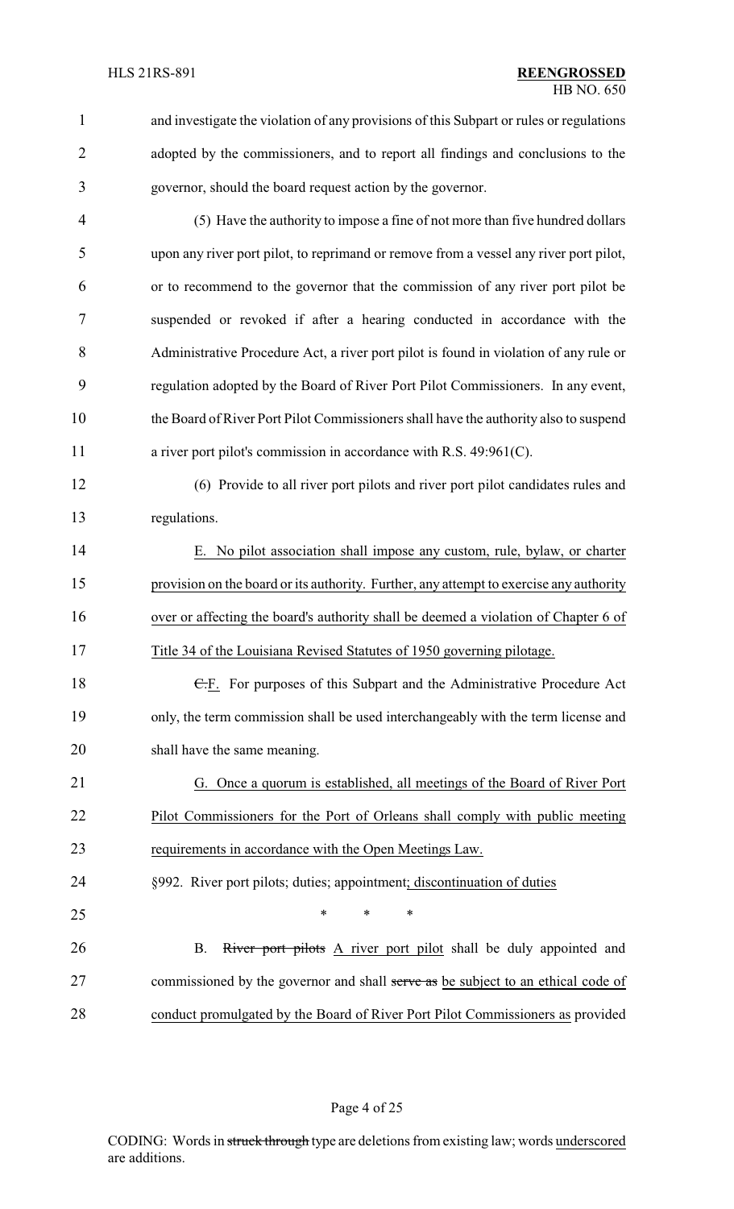and investigate the violation of any provisions of this Subpart or rules or regulations adopted by the commissioners, and to report all findings and conclusions to the governor, should the board request action by the governor.

(5) Have the authority to impose a fine of not more than five hundred dollars upon any river port pilot, to reprimand or remove from a vessel any river port pilot, or to recommend to the governor that the commission of any river port pilot be suspended or revoked if after a hearing conducted in accordance with the Administrative Procedure Act, a river port pilot is found in violation of any rule or regulation adopted by the Board of River Port Pilot Commissioners. In any event, the Board of River Port Pilot Commissioners shall have the authority also to suspend a river port pilot's commission in accordance with R.S. 49:961(C).

(6) Provide to all river port pilots and river port pilot candidates rules and regulations.

E. No pilot association shall impose any custom, rule, bylaw, or charter provision on the board or its authority. Further, any attempt to exercise any authority over or affecting the board's authority shall be deemed a violation of Chapter 6 of Title 34 of the Louisiana Revised Statutes of 1950 governing pilotage.

~~C.~~F. For purposes of this Subpart and the Administrative Procedure Act only, the term commission shall be used interchangeably with the term license and shall have the same meaning.

G. Once a quorum is established, all meetings of the Board of River Port Pilot Commissioners for the Port of Orleans shall comply with public meeting requirements in accordance with the Open Meetings Law.

§992. River port pilots; duties; appointment; discontinuation of duties

\* \* \*

B. ~~River port pilots~~ A river port pilot shall be duly appointed and commissioned by the governor and shall ~~serve as~~ be subject to an ethical code of conduct promulgated by the Board of River Port Pilot Commissioners as provided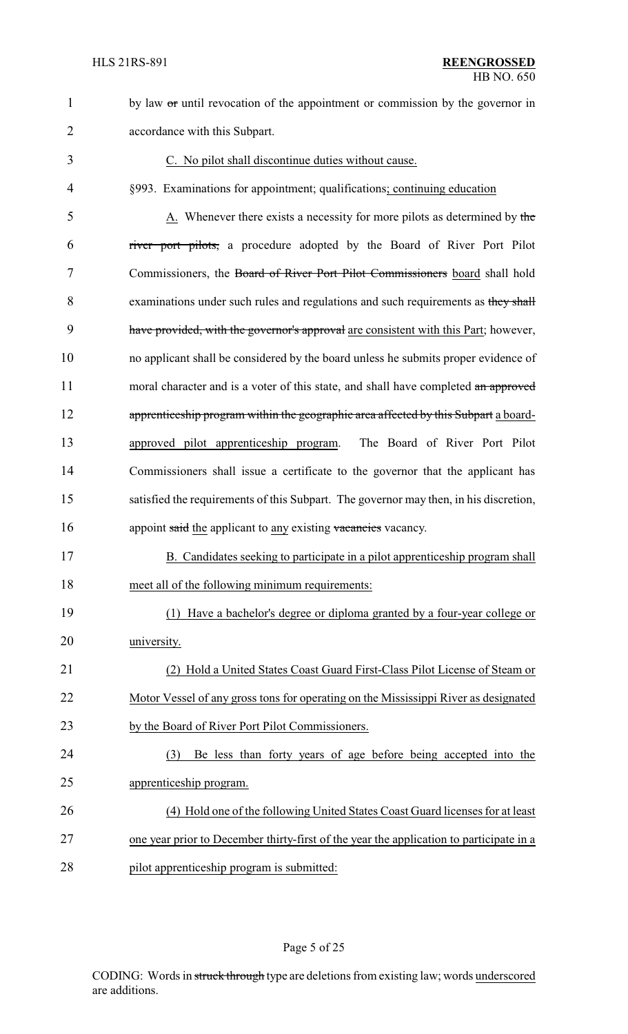by law ~~or~~ until revocation of the appointment or commission by the governor in accordance with this Subpart.

C. No pilot shall discontinue duties without cause.

§993. Examinations for appointment; qualifications; continuing education

A. Whenever there exists a necessity for more pilots as determined by ~~the river port pilots,~~ a procedure adopted by the Board of River Port Pilot Commissioners, the ~~Board of River Port Pilot Commissioners~~ board shall hold examinations under such rules and regulations and such requirements as ~~they shall have provided, with the governor's approval~~ are consistent with this Part; however, no applicant shall be considered by the board unless he submits proper evidence of moral character and is a voter of this state, and shall have completed ~~an approved apprenticeship program within the geographic area affected by this Subpart~~ a board-approved pilot apprenticeship program. The Board of River Port Pilot Commissioners shall issue a certificate to the governor that the applicant has satisfied the requirements of this Subpart. The governor may then, in his discretion, appoint ~~said~~ the applicant to any existing ~~vacancies~~ vacancy.

B. Candidates seeking to participate in a pilot apprenticeship program shall meet all of the following minimum requirements:

(1) Have a bachelor's degree or diploma granted by a four-year college or university.

(2) Hold a United States Coast Guard First-Class Pilot License of Steam or Motor Vessel of any gross tons for operating on the Mississippi River as designated by the Board of River Port Pilot Commissioners.

(3) Be less than forty years of age before being accepted into the apprenticeship program.

(4) Hold one of the following United States Coast Guard licenses for at least one year prior to December thirty-first of the year the application to participate in a pilot apprenticeship program is submitted: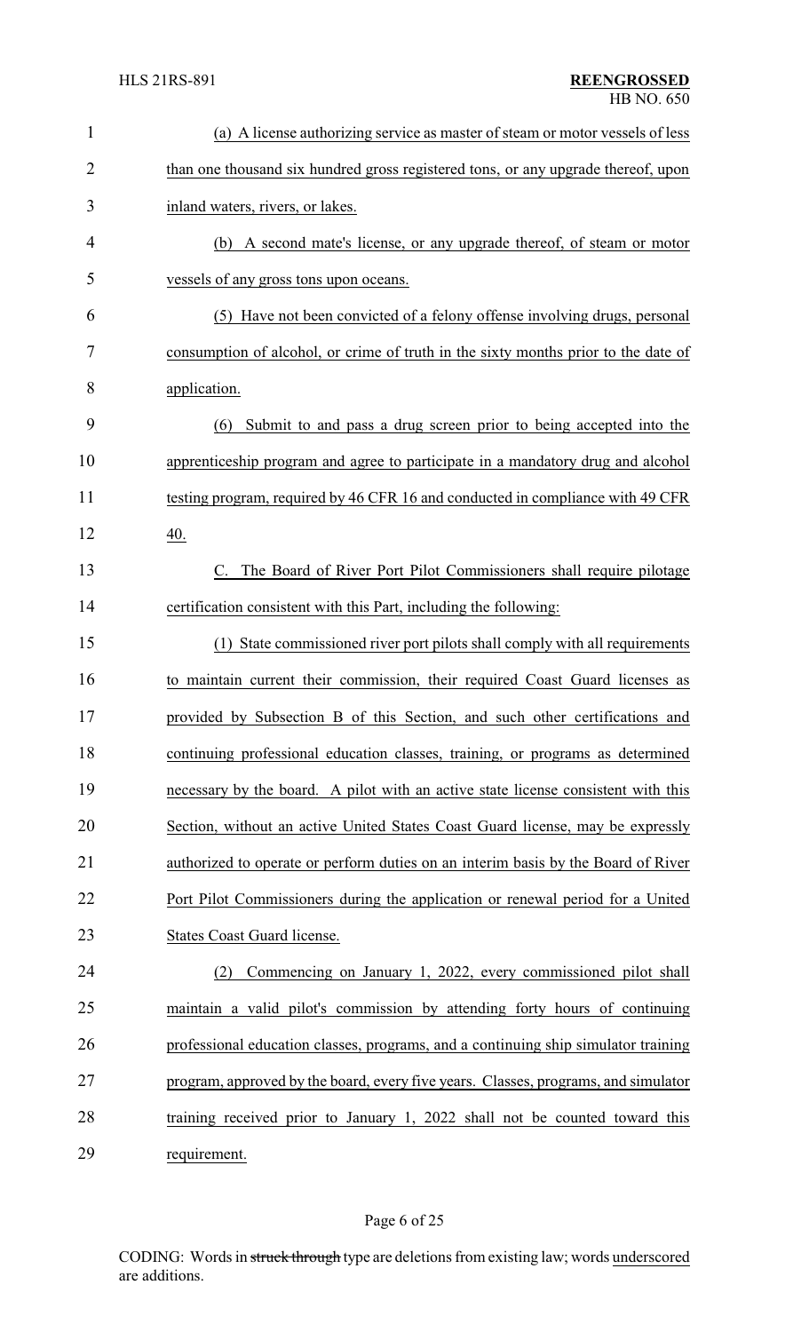(a) A license authorizing service as master of steam or motor vessels of less than one thousand six hundred gross registered tons, or any upgrade thereof, upon inland waters, rivers, or lakes.

(b) A second mate's license, or any upgrade thereof, of steam or motor vessels of any gross tons upon oceans.

(5) Have not been convicted of a felony offense involving drugs, personal consumption of alcohol, or crime of truth in the sixty months prior to the date of application.

(6) Submit to and pass a drug screen prior to being accepted into the apprenticeship program and agree to participate in a mandatory drug and alcohol testing program, required by 46 CFR 16 and conducted in compliance with 49 CFR 40.

C. The Board of River Port Pilot Commissioners shall require pilotage certification consistent with this Part, including the following:

(1) State commissioned river port pilots shall comply with all requirements to maintain current their commission, their required Coast Guard licenses as provided by Subsection B of this Section, and such other certifications and continuing professional education classes, training, or programs as determined necessary by the board. A pilot with an active state license consistent with this Section, without an active United States Coast Guard license, may be expressly authorized to operate or perform duties on an interim basis by the Board of River Port Pilot Commissioners during the application or renewal period for a United States Coast Guard license.

(2) Commencing on January 1, 2022, every commissioned pilot shall maintain a valid pilot's commission by attending forty hours of continuing professional education classes, programs, and a continuing ship simulator training program, approved by the board, every five years. Classes, programs, and simulator training received prior to January 1, 2022 shall not be counted toward this requirement.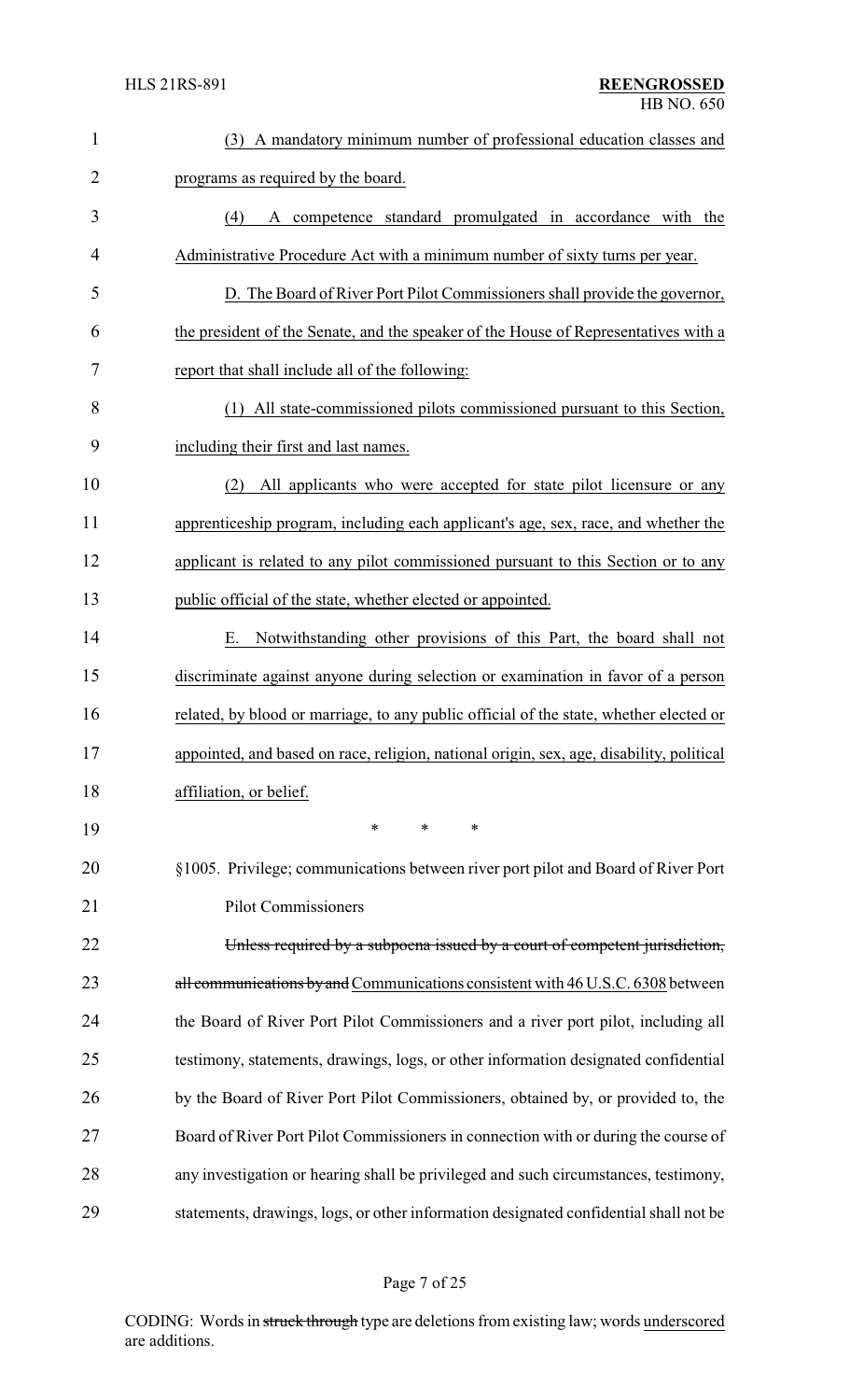(3) A mandatory minimum number of professional education classes and programs as required by the board.

(4) A competence standard promulgated in accordance with the Administrative Procedure Act with a minimum number of sixty turns per year.

D. The Board of River Port Pilot Commissioners shall provide the governor, the president of the Senate, and the speaker of the House of Representatives with a report that shall include all of the following:

(1) All state-commissioned pilots commissioned pursuant to this Section, including their first and last names.

(2) All applicants who were accepted for state pilot licensure or any apprenticeship program, including each applicant's age, sex, race, and whether the applicant is related to any pilot commissioned pursuant to this Section or to any public official of the state, whether elected or appointed.

E. Notwithstanding other provisions of this Part, the board shall not discriminate against anyone during selection or examination in favor of a person related, by blood or marriage, to any public official of the state, whether elected or appointed, and based on race, religion, national origin, sex, age, disability, political affiliation, or belief.

\* \* \*

§1005. Privilege; communications between river port pilot and Board of River Port Pilot Commissioners

~~Unless required by a subpoena issued by a court of competent jurisdiction, all communications by and~~ Communications consistent with 46 U.S.C. 6308 between the Board of River Port Pilot Commissioners and a river port pilot, including all testimony, statements, drawings, logs, or other information designated confidential by the Board of River Port Pilot Commissioners, obtained by, or provided to, the Board of River Port Pilot Commissioners in connection with or during the course of any investigation or hearing shall be privileged and such circumstances, testimony, statements, drawings, logs, or other information designated confidential shall not be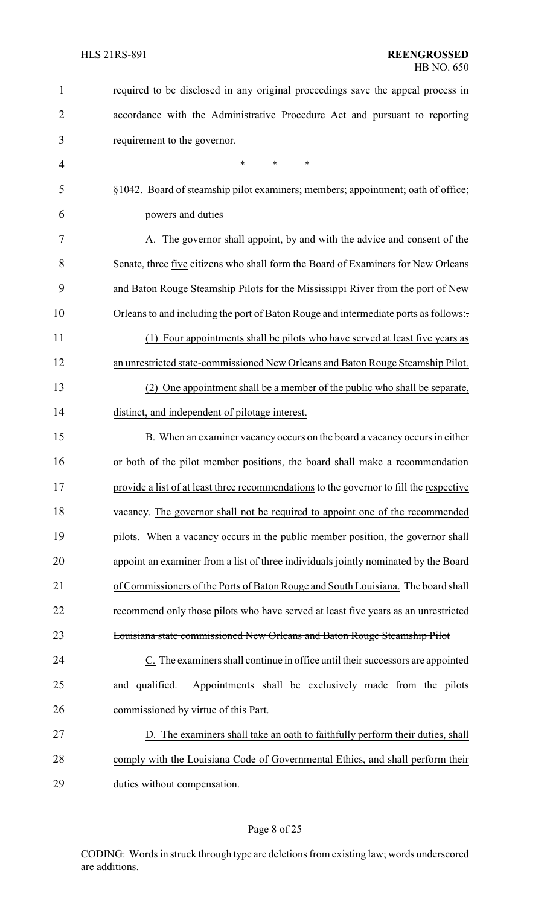required to be disclosed in any original proceedings save the appeal process in accordance with the Administrative Procedure Act and pursuant to reporting requirement to the governor.

\* \* \*

§1042. Board of steamship pilot examiners; members; appointment; oath of office; powers and duties

A. The governor shall appoint, by and with the advice and consent of the Senate, ~~three~~ five citizens who shall form the Board of Examiners for New Orleans and Baton Rouge Steamship Pilots for the Mississippi River from the port of New Orleans to and including the port of Baton Rouge and intermediate ports as follows:~~.~~

(1) Four appointments shall be pilots who have served at least five years as an unrestricted state-commissioned New Orleans and Baton Rouge Steamship Pilot.

(2) One appointment shall be a member of the public who shall be separate, distinct, and independent of pilotage interest.

B. When ~~an examiner vacancy occurs on the board~~ a vacancy occurs in either or both of the pilot member positions, the board shall ~~make a recommendation~~ provide a list of at least three recommendations to the governor to fill the respective vacancy. The governor shall not be required to appoint one of the recommended pilots. When a vacancy occurs in the public member position, the governor shall appoint an examiner from a list of three individuals jointly nominated by the Board of Commissioners of the Ports of Baton Rouge and South Louisiana. ~~The board shall recommend only those pilots who have served at least five years as an unrestricted Louisiana state commissioned New Orleans and Baton Rouge Steamship Pilot~~

C. The examiners shall continue in office until their successors are appointed and qualified. ~~Appointments shall be exclusively made from the pilots commissioned by virtue of this Part.~~

D. The examiners shall take an oath to faithfully perform their duties, shall comply with the Louisiana Code of Governmental Ethics, and shall perform their duties without compensation.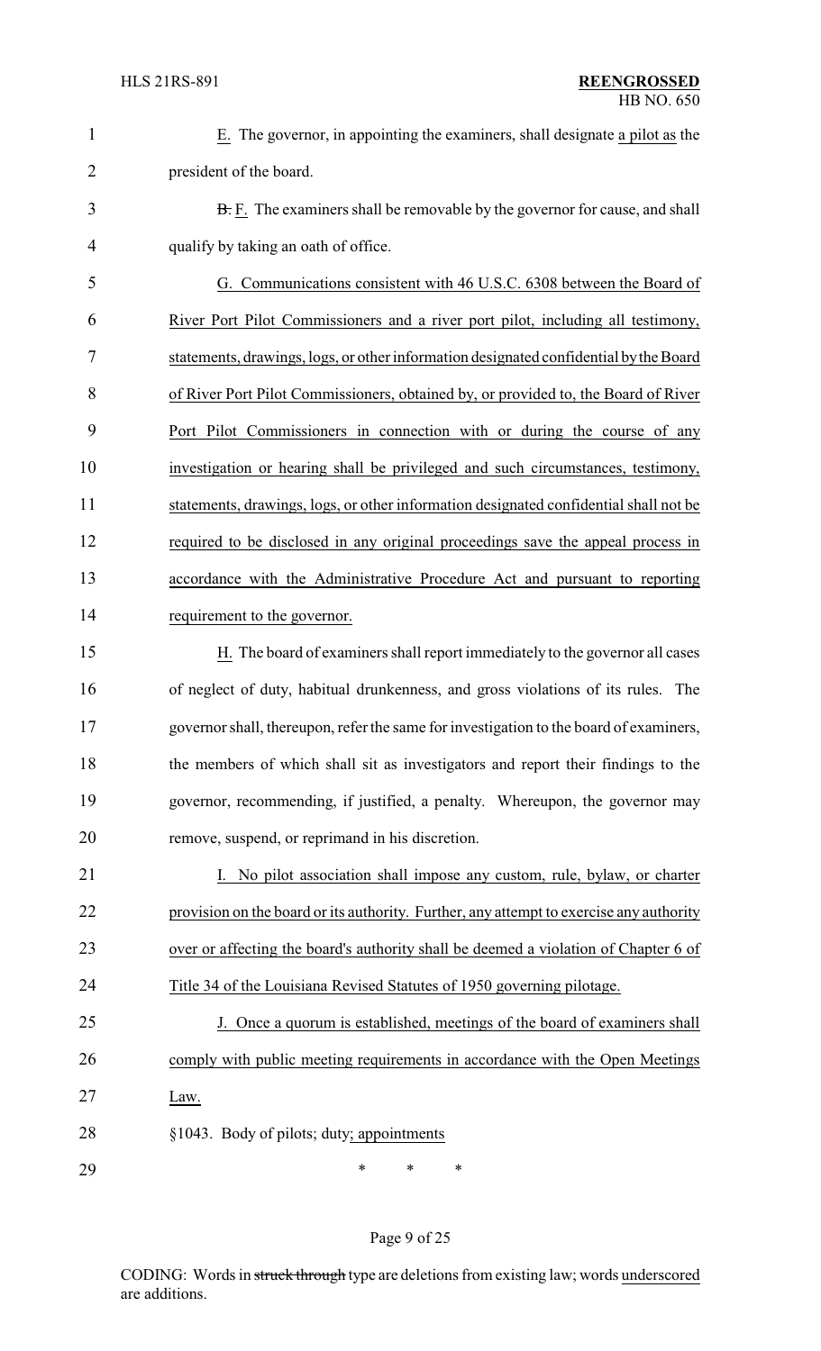E. The governor, in appointing the examiners, shall designate a pilot as the president of the board.

~~B.~~ F. The examiners shall be removable by the governor for cause, and shall qualify by taking an oath of office.

G. Communications consistent with 46 U.S.C. 6308 between the Board of River Port Pilot Commissioners and a river port pilot, including all testimony, statements, drawings, logs, or other information designated confidential by the Board of River Port Pilot Commissioners, obtained by, or provided to, the Board of River Port Pilot Commissioners in connection with or during the course of any investigation or hearing shall be privileged and such circumstances, testimony, statements, drawings, logs, or other information designated confidential shall not be required to be disclosed in any original proceedings save the appeal process in accordance with the Administrative Procedure Act and pursuant to reporting requirement to the governor.

H. The board of examiners shall report immediately to the governor all cases of neglect of duty, habitual drunkenness, and gross violations of its rules. The governor shall, thereupon, refer the same for investigation to the board of examiners, the members of which shall sit as investigators and report their findings to the governor, recommending, if justified, a penalty. Whereupon, the governor may remove, suspend, or reprimand in his discretion.

I. No pilot association shall impose any custom, rule, bylaw, or charter provision on the board or its authority. Further, any attempt to exercise any authority over or affecting the board's authority shall be deemed a violation of Chapter 6 of Title 34 of the Louisiana Revised Statutes of 1950 governing pilotage.

J. Once a quorum is established, meetings of the board of examiners shall comply with public meeting requirements in accordance with the Open Meetings Law.

§1043. Body of pilots; duty; appointments

\* \* \*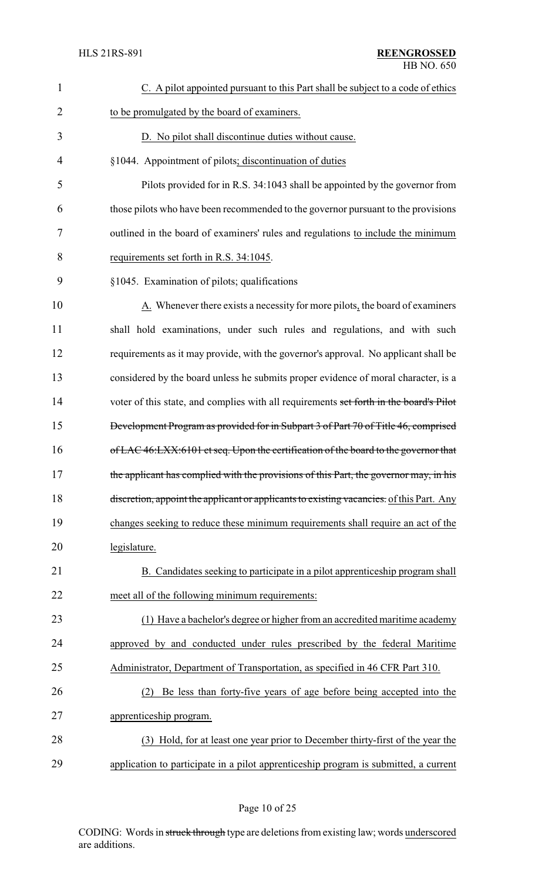C. A pilot appointed pursuant to this Part shall be subject to a code of ethics to be promulgated by the board of examiners.

D. No pilot shall discontinue duties without cause.

§1044. Appointment of pilots; discontinuation of duties

Pilots provided for in R.S. 34:1043 shall be appointed by the governor from those pilots who have been recommended to the governor pursuant to the provisions outlined in the board of examiners' rules and regulations to include the minimum requirements set forth in R.S. 34:1045.

§1045. Examination of pilots; qualifications

A. Whenever there exists a necessity for more pilots, the board of examiners shall hold examinations, under such rules and regulations, and with such requirements as it may provide, with the governor's approval. No applicant shall be considered by the board unless he submits proper evidence of moral character, is a voter of this state, and complies with all requirements ~~set forth in the board's Pilot Development Program as provided for in Subpart 3 of Part 70 of Title 46, comprised of LAC 46:LXX:6101 et seq. Upon the certification of the board to the governor that the applicant has complied with the provisions of this Part, the governor may, in his discretion, appoint the applicant or applicants to existing vacancies.~~ of this Part. Any changes seeking to reduce these minimum requirements shall require an act of the legislature.

B. Candidates seeking to participate in a pilot apprenticeship program shall meet all of the following minimum requirements:

(1) Have a bachelor's degree or higher from an accredited maritime academy approved by and conducted under rules prescribed by the federal Maritime Administrator, Department of Transportation, as specified in 46 CFR Part 310.

(2) Be less than forty-five years of age before being accepted into the apprenticeship program.

(3) Hold, for at least one year prior to December thirty-first of the year the application to participate in a pilot apprenticeship program is submitted, a current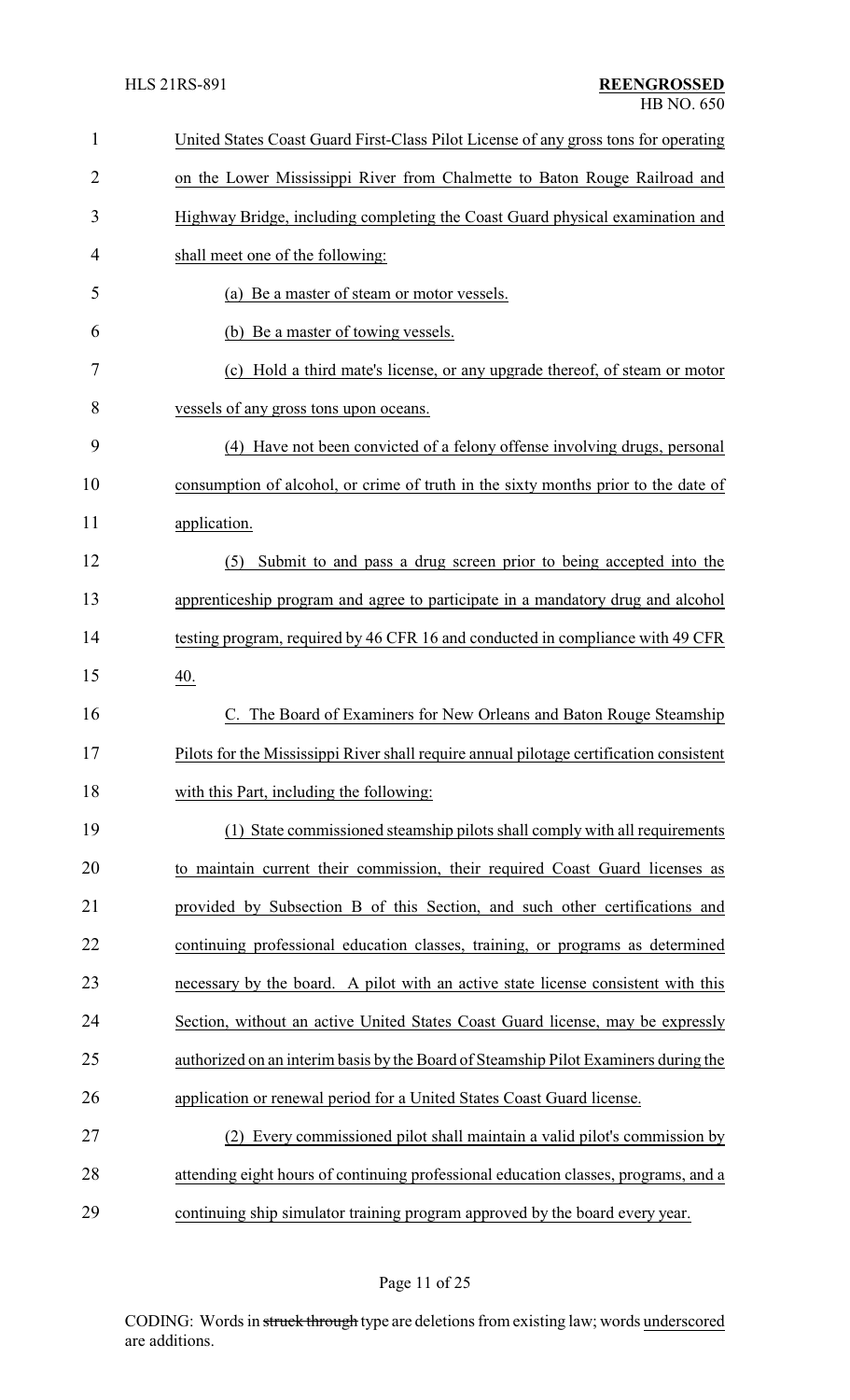United States Coast Guard First-Class Pilot License of any gross tons for operating on the Lower Mississippi River from Chalmette to Baton Rouge Railroad and Highway Bridge, including completing the Coast Guard physical examination and shall meet one of the following:

(a) Be a master of steam or motor vessels.

(b) Be a master of towing vessels.

(c) Hold a third mate's license, or any upgrade thereof, of steam or motor vessels of any gross tons upon oceans.

(4) Have not been convicted of a felony offense involving drugs, personal consumption of alcohol, or crime of truth in the sixty months prior to the date of application.

(5) Submit to and pass a drug screen prior to being accepted into the apprenticeship program and agree to participate in a mandatory drug and alcohol testing program, required by 46 CFR 16 and conducted in compliance with 49 CFR 40.

C. The Board of Examiners for New Orleans and Baton Rouge Steamship Pilots for the Mississippi River shall require annual pilotage certification consistent with this Part, including the following:

(1) State commissioned steamship pilots shall comply with all requirements to maintain current their commission, their required Coast Guard licenses as provided by Subsection B of this Section, and such other certifications and continuing professional education classes, training, or programs as determined necessary by the board. A pilot with an active state license consistent with this Section, without an active United States Coast Guard license, may be expressly authorized on an interim basis by the Board of Steamship Pilot Examiners during the application or renewal period for a United States Coast Guard license.

(2) Every commissioned pilot shall maintain a valid pilot's commission by attending eight hours of continuing professional education classes, programs, and a continuing ship simulator training program approved by the board every year.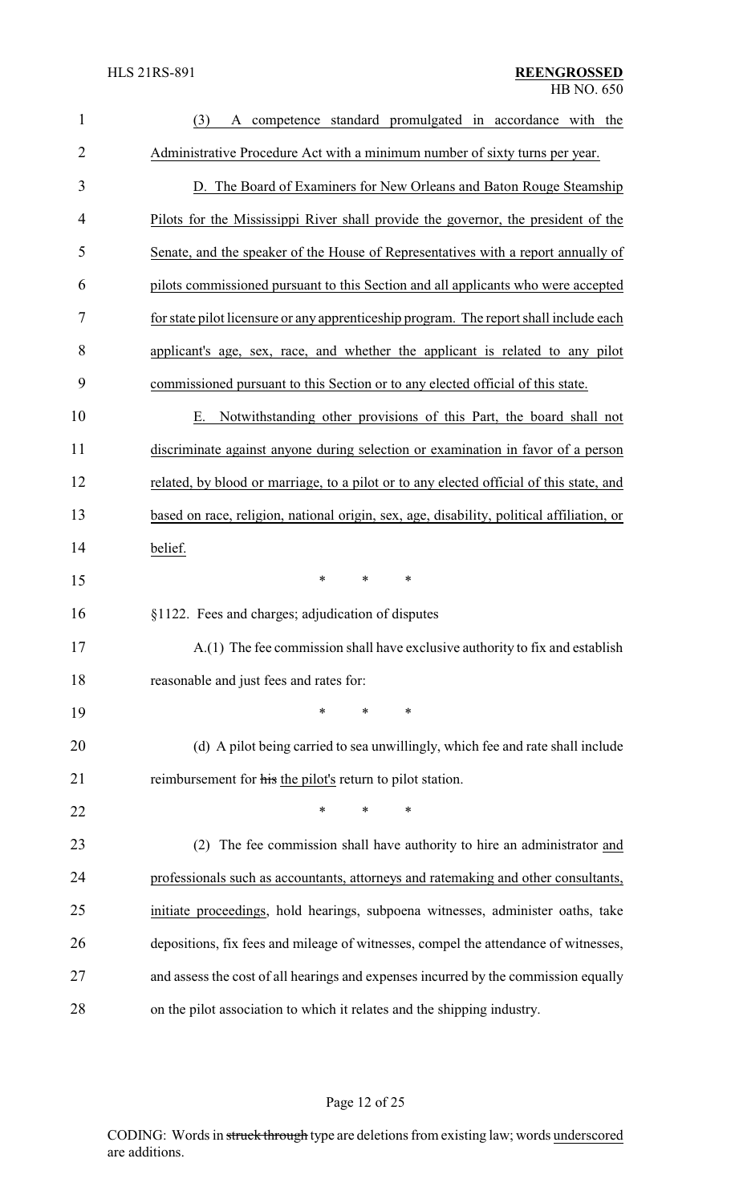(3) A competence standard promulgated in accordance with the Administrative Procedure Act with a minimum number of sixty turns per year.

D. The Board of Examiners for New Orleans and Baton Rouge Steamship Pilots for the Mississippi River shall provide the governor, the president of the Senate, and the speaker of the House of Representatives with a report annually of pilots commissioned pursuant to this Section and all applicants who were accepted for state pilot licensure or any apprenticeship program. The report shall include each applicant's age, sex, race, and whether the applicant is related to any pilot commissioned pursuant to this Section or to any elected official of this state.

E. Notwithstanding other provisions of this Part, the board shall not discriminate against anyone during selection or examination in favor of a person related, by blood or marriage, to a pilot or to any elected official of this state, and based on race, religion, national origin, sex, age, disability, political affiliation, or belief.

\* \* \*

§1122. Fees and charges; adjudication of disputes

A.(1) The fee commission shall have exclusive authority to fix and establish reasonable and just fees and rates for:

\* \* \*

(d) A pilot being carried to sea unwillingly, which fee and rate shall include reimbursement for ~~his~~ the pilot's return to pilot station.

\* \* \*

(2) The fee commission shall have authority to hire an administrator and professionals such as accountants, attorneys and ratemaking and other consultants, initiate proceedings, hold hearings, subpoena witnesses, administer oaths, take depositions, fix fees and mileage of witnesses, compel the attendance of witnesses, and assess the cost of all hearings and expenses incurred by the commission equally on the pilot association to which it relates and the shipping industry.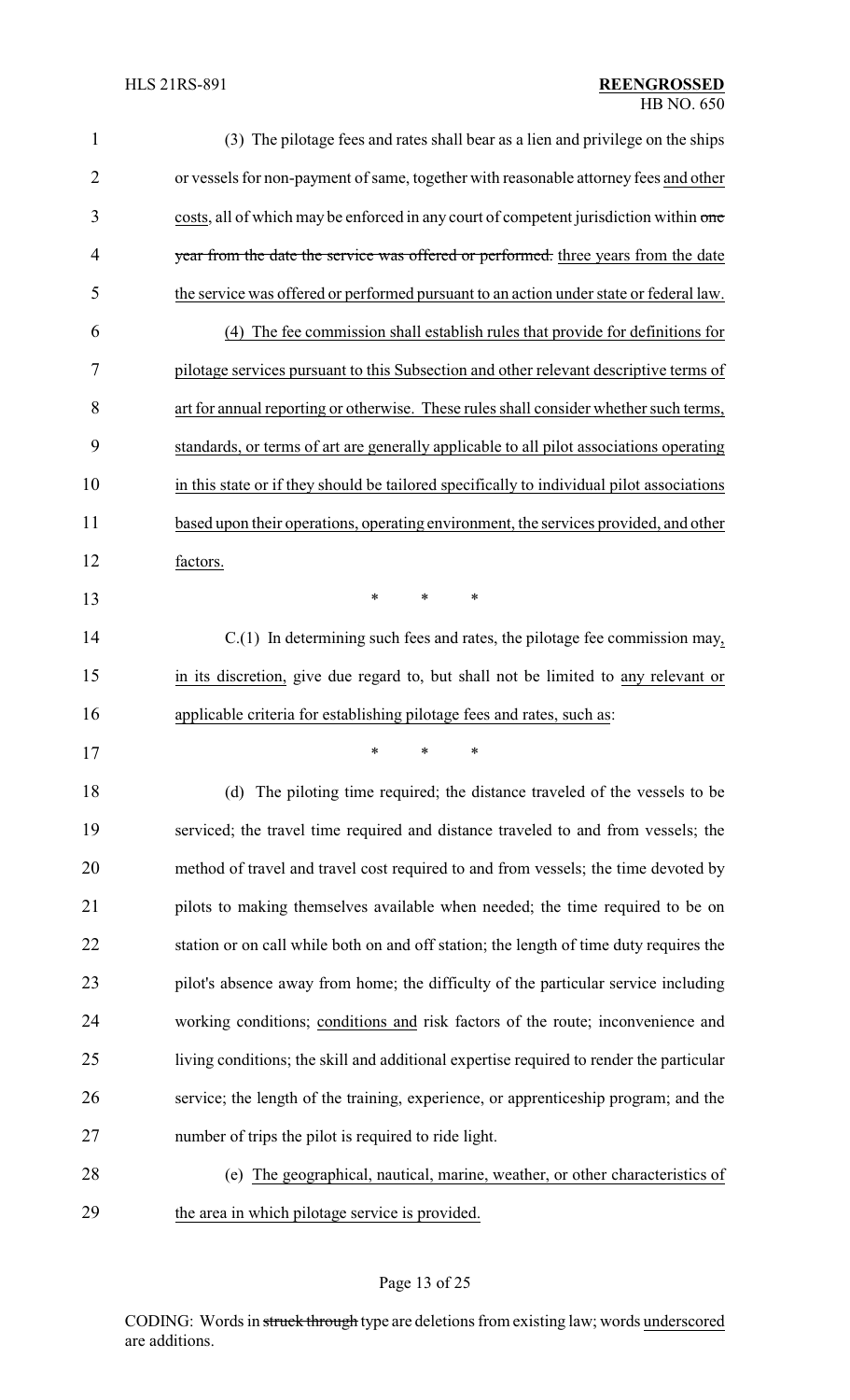(3) The pilotage fees and rates shall bear as a lien and privilege on the ships or vessels for non-payment of same, together with reasonable attorney fees and other costs, all of which may be enforced in any court of competent jurisdiction within ~~one year from the date the service was offered or performed.~~ three years from the date the service was offered or performed pursuant to an action under state or federal law.

(4) The fee commission shall establish rules that provide for definitions for pilotage services pursuant to this Subsection and other relevant descriptive terms of art for annual reporting or otherwise. These rules shall consider whether such terms, standards, or terms of art are generally applicable to all pilot associations operating in this state or if they should be tailored specifically to individual pilot associations based upon their operations, operating environment, the services provided, and other factors.

\* \* \*

C.(1) In determining such fees and rates, the pilotage fee commission may, in its discretion, give due regard to, but shall not be limited to any relevant or applicable criteria for establishing pilotage fees and rates, such as:

\* \* \*

(d) The piloting time required; the distance traveled of the vessels to be serviced; the travel time required and distance traveled to and from vessels; the method of travel and travel cost required to and from vessels; the time devoted by pilots to making themselves available when needed; the time required to be on station or on call while both on and off station; the length of time duty requires the pilot's absence away from home; the difficulty of the particular service including working conditions; conditions and risk factors of the route; inconvenience and living conditions; the skill and additional expertise required to render the particular service; the length of the training, experience, or apprenticeship program; and the number of trips the pilot is required to ride light.

(e) The geographical, nautical, marine, weather, or other characteristics of the area in which pilotage service is provided.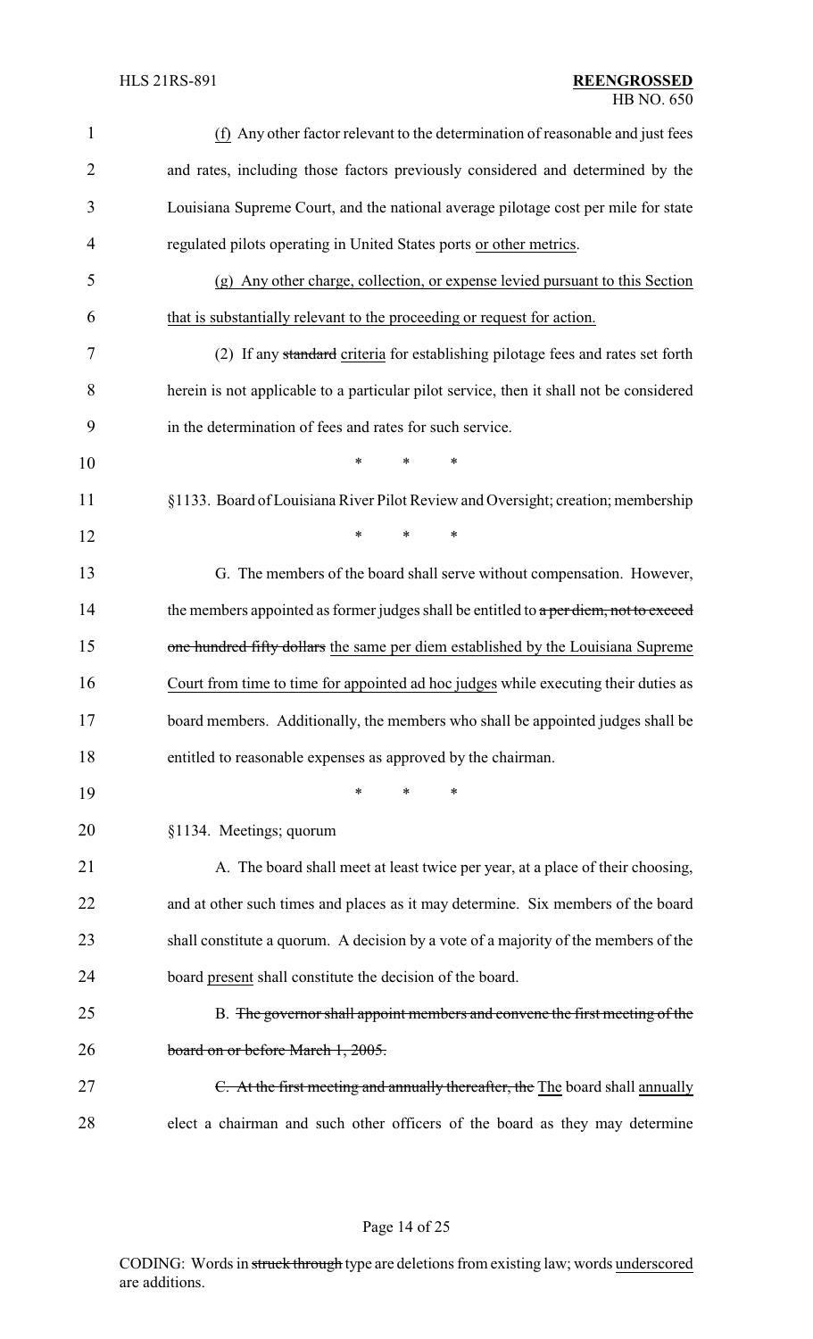(f) Any other factor relevant to the determination of reasonable and just fees and rates, including those factors previously considered and determined by the Louisiana Supreme Court, and the national average pilotage cost per mile for state regulated pilots operating in United States ports or other metrics.

(g) Any other charge, collection, or expense levied pursuant to this Section that is substantially relevant to the proceeding or request for action.

(2) If any ~~standard~~ criteria for establishing pilotage fees and rates set forth herein is not applicable to a particular pilot service, then it shall not be considered in the determination of fees and rates for such service.

\* \* \*

§1133. Board of Louisiana River Pilot Review and Oversight; creation; membership

\* \* \*

G. The members of the board shall serve without compensation. However, the members appointed as former judges shall be entitled to ~~a per diem, not to exceed one hundred fifty dollars~~ the same per diem established by the Louisiana Supreme Court from time to time for appointed ad hoc judges while executing their duties as board members. Additionally, the members who shall be appointed judges shall be entitled to reasonable expenses as approved by the chairman.

\* \* \*

§1134. Meetings; quorum

A. The board shall meet at least twice per year, at a place of their choosing, and at other such times and places as it may determine. Six members of the board shall constitute a quorum. A decision by a vote of a majority of the members of the board present shall constitute the decision of the board.

B. ~~The governor shall appoint members and convene the first meeting of the board on or before March 1, 2005.~~

~~C. At the first meeting and annually thereafter, the~~ The board shall annually elect a chairman and such other officers of the board as they may determine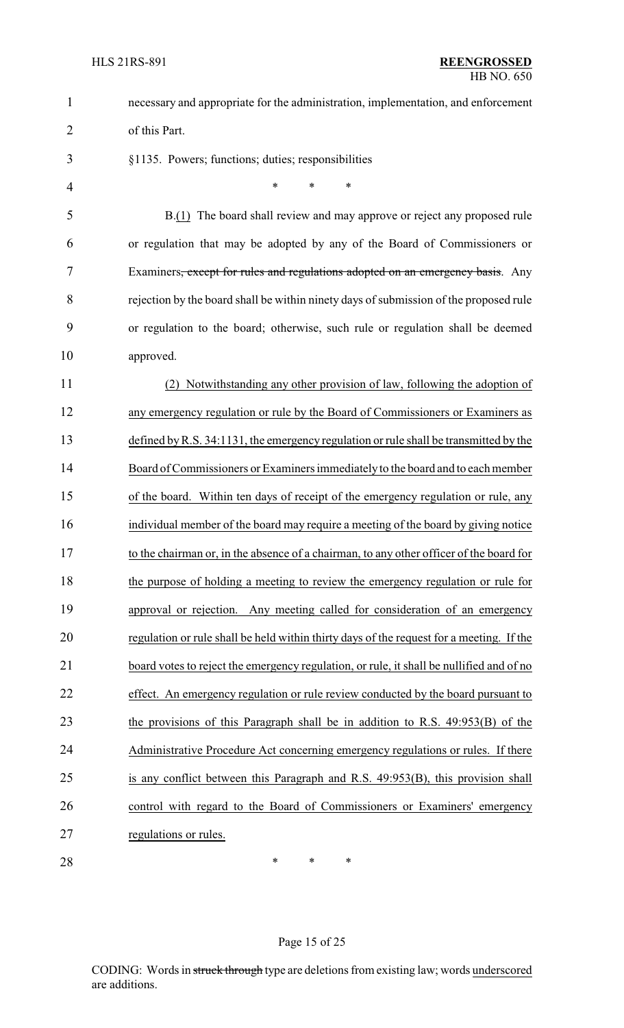necessary and appropriate for the administration, implementation, and enforcement of this Part.

§1135. Powers; functions; duties; responsibilities

\* \* \*

B.(1) The board shall review and may approve or reject any proposed rule or regulation that may be adopted by any of the Board of Commissioners or Examiners~~, except for rules and regulations adopted on an emergency basis~~. Any rejection by the board shall be within ninety days of submission of the proposed rule or regulation to the board; otherwise, such rule or regulation shall be deemed approved.

(2) Notwithstanding any other provision of law, following the adoption of any emergency regulation or rule by the Board of Commissioners or Examiners as defined by R.S. 34:1131, the emergency regulation or rule shall be transmitted by the Board of Commissioners or Examiners immediately to the board and to each member of the board. Within ten days of receipt of the emergency regulation or rule, any individual member of the board may require a meeting of the board by giving notice to the chairman or, in the absence of a chairman, to any other officer of the board for the purpose of holding a meeting to review the emergency regulation or rule for approval or rejection. Any meeting called for consideration of an emergency regulation or rule shall be held within thirty days of the request for a meeting. If the board votes to reject the emergency regulation, or rule, it shall be nullified and of no effect. An emergency regulation or rule review conducted by the board pursuant to the provisions of this Paragraph shall be in addition to R.S. 49:953(B) of the Administrative Procedure Act concerning emergency regulations or rules. If there is any conflict between this Paragraph and R.S. 49:953(B), this provision shall control with regard to the Board of Commissioners or Examiners' emergency regulations or rules.

\* \* \*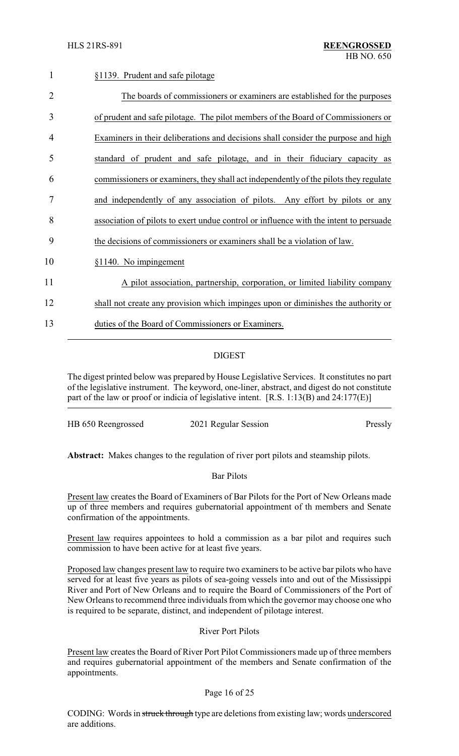§1139. Prudent and safe pilotage

The boards of commissioners or examiners are established for the purposes of prudent and safe pilotage. The pilot members of the Board of Commissioners or Examiners in their deliberations and decisions shall consider the purpose and high standard of prudent and safe pilotage, and in their fiduciary capacity as commissioners or examiners, they shall act independently of the pilots they regulate and independently of any association of pilots. Any effort by pilots or any association of pilots to exert undue control or influence with the intent to persuade the decisions of commissioners or examiners shall be a violation of law.

§1140. No impingement

A pilot association, partnership, corporation, or limited liability company shall not create any provision which impinges upon or diminishes the authority or duties of the Board of Commissioners or Examiners.

---

## DIGEST

The digest printed below was prepared by House Legislative Services. It constitutes no part of the legislative instrument. The keyword, one-liner, abstract, and digest do not constitute part of the law or proof or indicia of legislative intent. [R.S. 1:13(B) and 24:177(E)]

HB 650 Reengrossed — 2021 Regular Session — Pressly

**Abstract:** Makes changes to the regulation of river port pilots and steamship pilots.

### Bar Pilots

Present law creates the Board of Examiners of Bar Pilots for the Port of New Orleans made up of three members and requires gubernatorial appointment of th members and Senate confirmation of the appointments.

Present law requires appointees to hold a commission as a bar pilot and requires such commission to have been active for at least five years.

Proposed law changes present law to require two examiners to be active bar pilots who have served for at least five years as pilots of sea-going vessels into and out of the Mississippi River and Port of New Orleans and to require the Board of Commissioners of the Port of New Orleans to recommend three individuals from which the governor may choose one who is required to be separate, distinct, and independent of pilotage interest.

### River Port Pilots

Present law creates the Board of River Port Pilot Commissioners made up of three members and requires gubernatorial appointment of the members and Senate confirmation of the appointments.

CODING: Words in ~~struck through~~ type are deletions from existing law; words underscored are additions.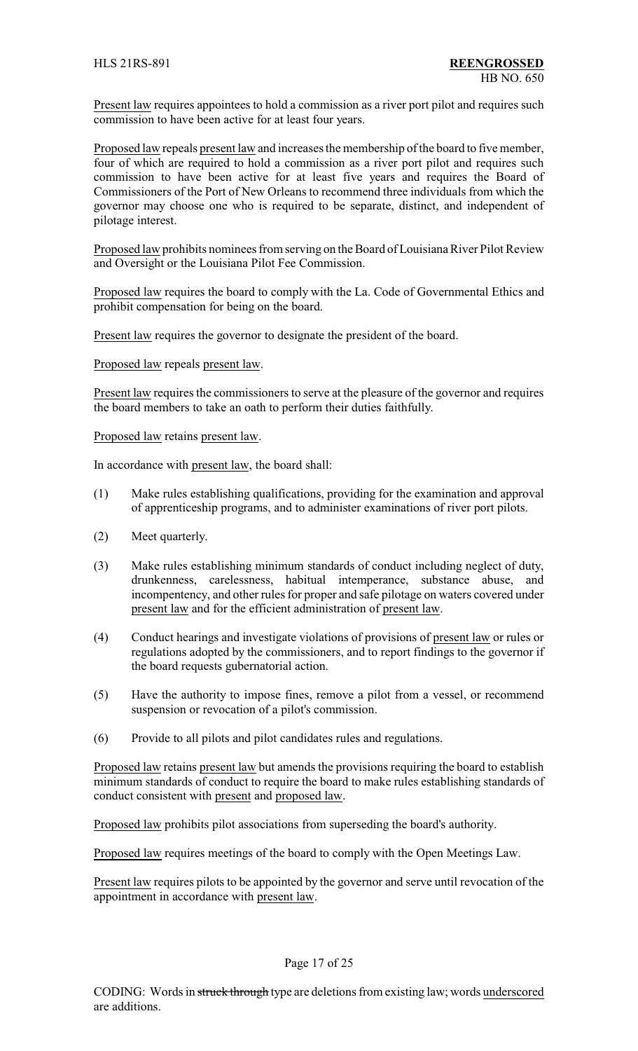Present law requires appointees to hold a commission as a river port pilot and requires such commission to have been active for at least four years.

Proposed law repeals present law and increases the membership of the board to five member, four of which are required to hold a commission as a river port pilot and requires such commission to have been active for at least five years and requires the Board of Commissioners of the Port of New Orleans to recommend three individuals from which the governor may choose one who is required to be separate, distinct, and independent of pilotage interest.

Proposed law prohibits nominees from serving on the Board of Louisiana River Pilot Review and Oversight or the Louisiana Pilot Fee Commission.

Proposed law requires the board to comply with the La. Code of Governmental Ethics and prohibit compensation for being on the board.

Present law requires the governor to designate the president of the board.

Proposed law repeals present law.

Present law requires the commissioners to serve at the pleasure of the governor and requires the board members to take an oath to perform their duties faithfully.

Proposed law retains present law.

In accordance with present law, the board shall:

(1) Make rules establishing qualifications, providing for the examination and approval of apprenticeship programs, and to administer examinations of river port pilots.

(2) Meet quarterly.

(3) Make rules establishing minimum standards of conduct including neglect of duty, drunkenness, carelessness, habitual intemperance, substance abuse, and incompentency, and other rules for proper and safe pilotage on waters covered under present law and for the efficient administration of present law.

(4) Conduct hearings and investigate violations of provisions of present law or rules or regulations adopted by the commissioners, and to report findings to the governor if the board requests gubernatorial action.

(5) Have the authority to impose fines, remove a pilot from a vessel, or recommend suspension or revocation of a pilot's commission.

(6) Provide to all pilots and pilot candidates rules and regulations.

Proposed law retains present law but amends the provisions requiring the board to establish minimum standards of conduct to require the board to make rules establishing standards of conduct consistent with present and proposed law.

Proposed law prohibits pilot associations from superseding the board's authority.

Proposed law requires meetings of the board to comply with the Open Meetings Law.

Present law requires pilots to be appointed by the governor and serve until revocation of the appointment in accordance with present law.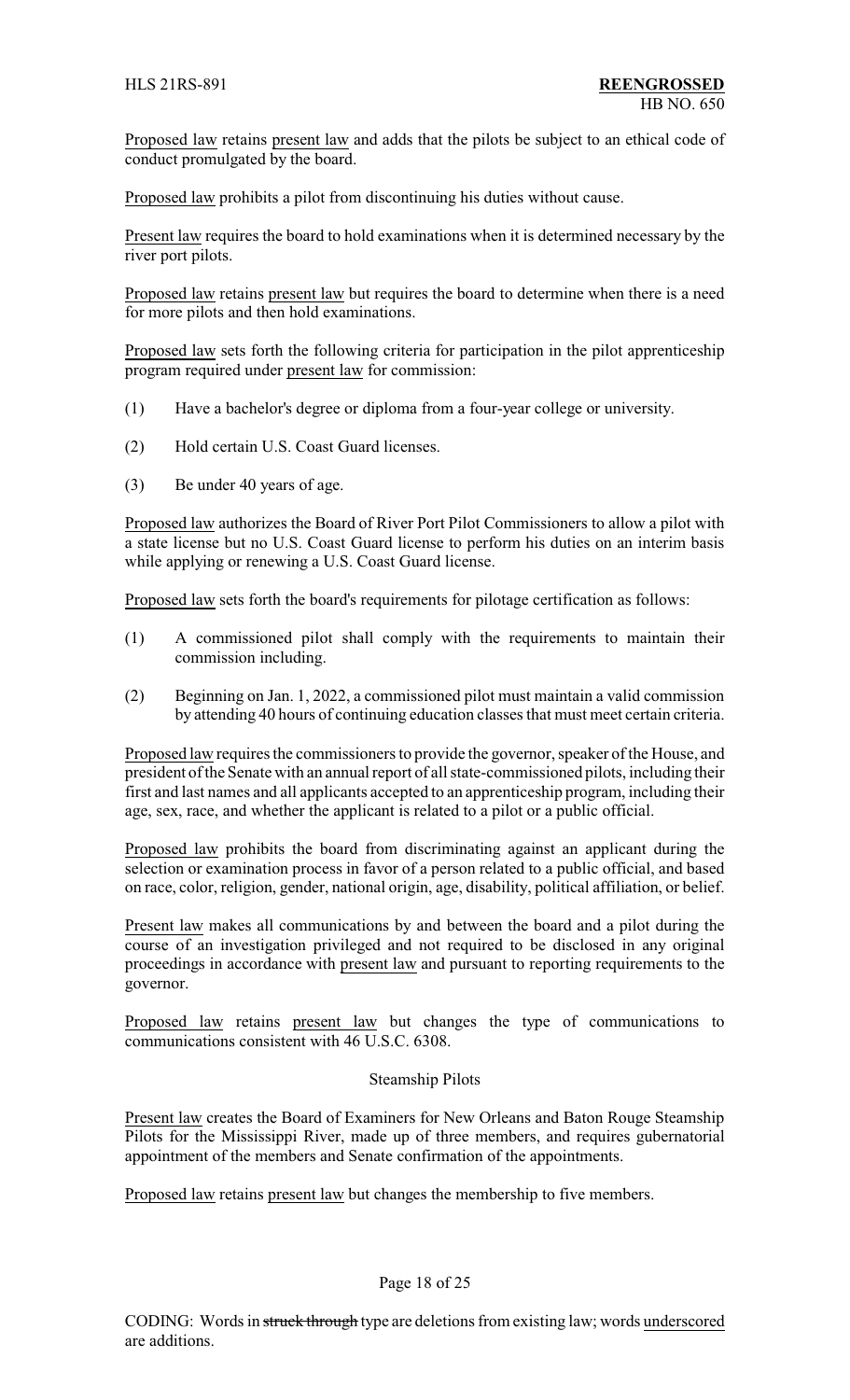Proposed law retains present law and adds that the pilots be subject to an ethical code of conduct promulgated by the board.

Proposed law prohibits a pilot from discontinuing his duties without cause.

Present law requires the board to hold examinations when it is determined necessary by the river port pilots.

Proposed law retains present law but requires the board to determine when there is a need for more pilots and then hold examinations.

Proposed law sets forth the following criteria for participation in the pilot apprenticeship program required under present law for commission:

(1) Have a bachelor's degree or diploma from a four-year college or university.

(2) Hold certain U.S. Coast Guard licenses.

(3) Be under 40 years of age.

Proposed law authorizes the Board of River Port Pilot Commissioners to allow a pilot with a state license but no U.S. Coast Guard license to perform his duties on an interim basis while applying or renewing a U.S. Coast Guard license.

Proposed law sets forth the board's requirements for pilotage certification as follows:

(1) A commissioned pilot shall comply with the requirements to maintain their commission including.

(2) Beginning on Jan. 1, 2022, a commissioned pilot must maintain a valid commission by attending 40 hours of continuing education classes that must meet certain criteria.

Proposed law requires the commissioners to provide the governor, speaker of the House, and president of the Senate with an annual report of all state-commissioned pilots, including their first and last names and all applicants accepted to an apprenticeship program, including their age, sex, race, and whether the applicant is related to a pilot or a public official.

Proposed law prohibits the board from discriminating against an applicant during the selection or examination process in favor of a person related to a public official, and based on race, color, religion, gender, national origin, age, disability, political affiliation, or belief.

Present law makes all communications by and between the board and a pilot during the course of an investigation privileged and not required to be disclosed in any original proceedings in accordance with present law and pursuant to reporting requirements to the governor.

Proposed law retains present law but changes the type of communications to communications consistent with 46 U.S.C. 6308.

## Steamship Pilots

Present law creates the Board of Examiners for New Orleans and Baton Rouge Steamship Pilots for the Mississippi River, made up of three members, and requires gubernatorial appointment of the members and Senate confirmation of the appointments.

Proposed law retains present law but changes the membership to five members.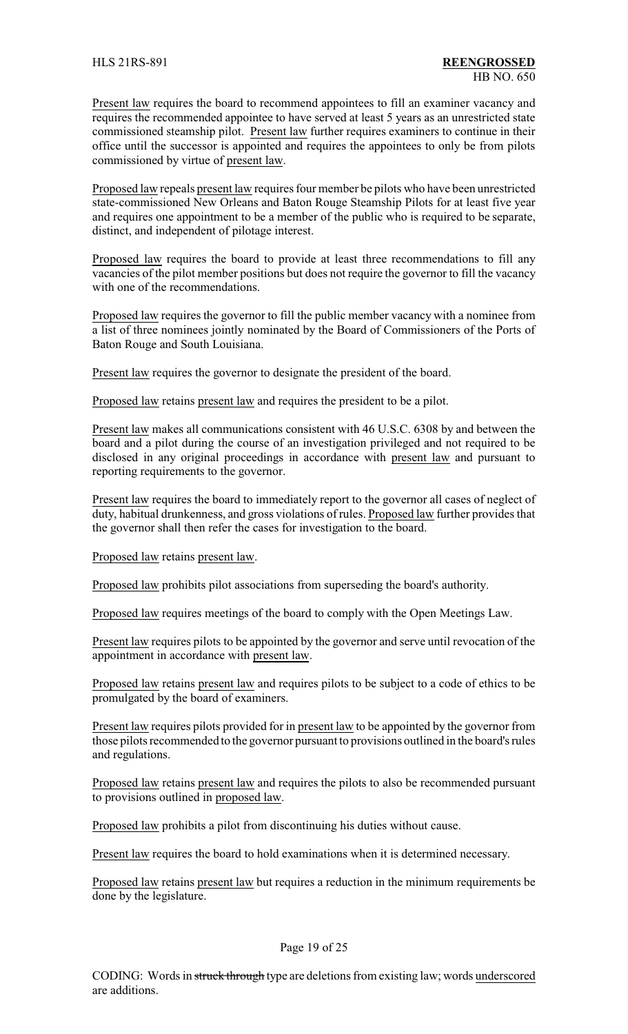Present law requires the board to recommend appointees to fill an examiner vacancy and requires the recommended appointee to have served at least 5 years as an unrestricted state commissioned steamship pilot. Present law further requires examiners to continue in their office until the successor is appointed and requires the appointees to only be from pilots commissioned by virtue of present law.

Proposed law repeals present law requires four member be pilots who have been unrestricted state-commissioned New Orleans and Baton Rouge Steamship Pilots for at least five year and requires one appointment to be a member of the public who is required to be separate, distinct, and independent of pilotage interest.

Proposed law requires the board to provide at least three recommendations to fill any vacancies of the pilot member positions but does not require the governor to fill the vacancy with one of the recommendations.

Proposed law requires the governor to fill the public member vacancy with a nominee from a list of three nominees jointly nominated by the Board of Commissioners of the Ports of Baton Rouge and South Louisiana.

Present law requires the governor to designate the president of the board.

Proposed law retains present law and requires the president to be a pilot.

Present law makes all communications consistent with 46 U.S.C. 6308 by and between the board and a pilot during the course of an investigation privileged and not required to be disclosed in any original proceedings in accordance with present law and pursuant to reporting requirements to the governor.

Present law requires the board to immediately report to the governor all cases of neglect of duty, habitual drunkenness, and gross violations of rules. Proposed law further provides that the governor shall then refer the cases for investigation to the board.

Proposed law retains present law.

Proposed law prohibits pilot associations from superseding the board's authority.

Proposed law requires meetings of the board to comply with the Open Meetings Law.

Present law requires pilots to be appointed by the governor and serve until revocation of the appointment in accordance with present law.

Proposed law retains present law and requires pilots to be subject to a code of ethics to be promulgated by the board of examiners.

Present law requires pilots provided for in present law to be appointed by the governor from those pilots recommended to the governor pursuant to provisions outlined in the board's rules and regulations.

Proposed law retains present law and requires the pilots to also be recommended pursuant to provisions outlined in proposed law.

Proposed law prohibits a pilot from discontinuing his duties without cause.

Present law requires the board to hold examinations when it is determined necessary.

Proposed law retains present law but requires a reduction in the minimum requirements be done by the legislature.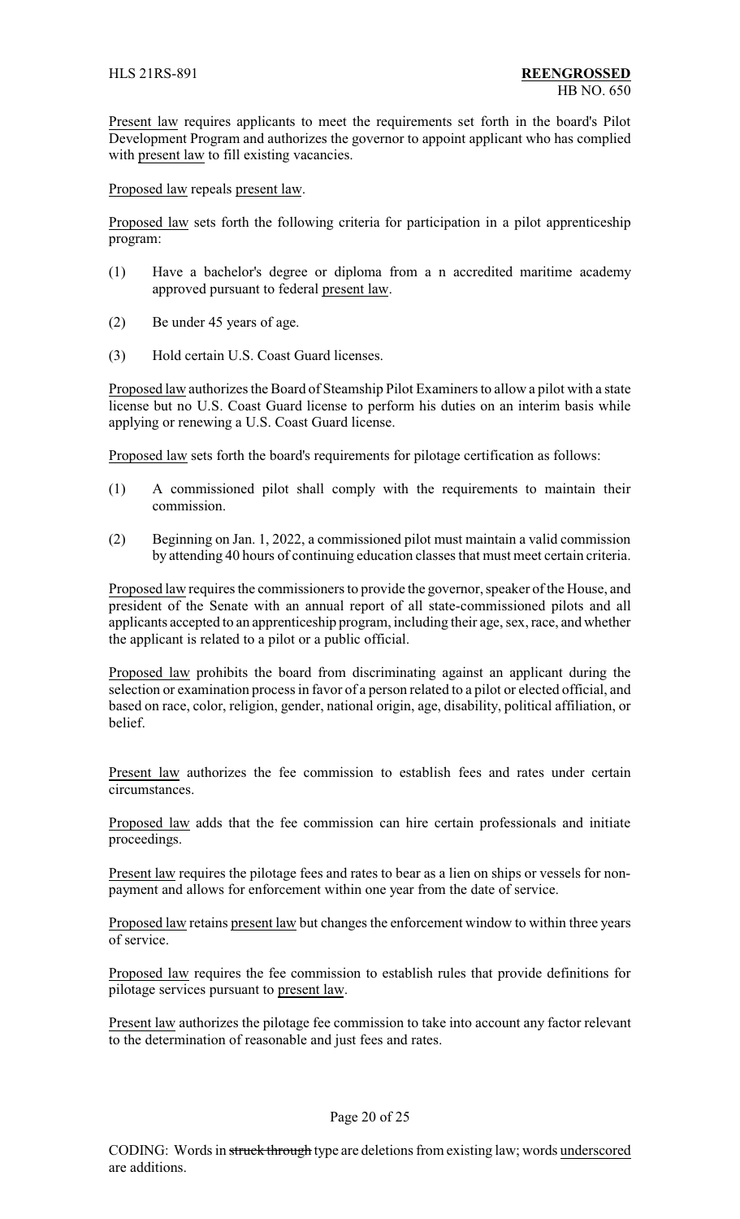Present law requires applicants to meet the requirements set forth in the board's Pilot Development Program and authorizes the governor to appoint applicant who has complied with present law to fill existing vacancies.

Proposed law repeals present law.

Proposed law sets forth the following criteria for participation in a pilot apprenticeship program:

(1) Have a bachelor's degree or diploma from a n accredited maritime academy approved pursuant to federal present law.

(2) Be under 45 years of age.

(3) Hold certain U.S. Coast Guard licenses.

Proposed law authorizes the Board of Steamship Pilot Examiners to allow a pilot with a state license but no U.S. Coast Guard license to perform his duties on an interim basis while applying or renewing a U.S. Coast Guard license.

Proposed law sets forth the board's requirements for pilotage certification as follows:

(1) A commissioned pilot shall comply with the requirements to maintain their commission.

(2) Beginning on Jan. 1, 2022, a commissioned pilot must maintain a valid commission by attending 40 hours of continuing education classes that must meet certain criteria.

Proposed law requires the commissioners to provide the governor, speaker of the House, and president of the Senate with an annual report of all state-commissioned pilots and all applicants accepted to an apprenticeship program, including their age, sex, race, and whether the applicant is related to a pilot or a public official.

Proposed law prohibits the board from discriminating against an applicant during the selection or examination process in favor of a person related to a pilot or elected official, and based on race, color, religion, gender, national origin, age, disability, political affiliation, or belief.

Present law authorizes the fee commission to establish fees and rates under certain circumstances.

Proposed law adds that the fee commission can hire certain professionals and initiate proceedings.

Present law requires the pilotage fees and rates to bear as a lien on ships or vessels for non-payment and allows for enforcement within one year from the date of service.

Proposed law retains present law but changes the enforcement window to within three years of service.

Proposed law requires the fee commission to establish rules that provide definitions for pilotage services pursuant to present law.

Present law authorizes the pilotage fee commission to take into account any factor relevant to the determination of reasonable and just fees and rates.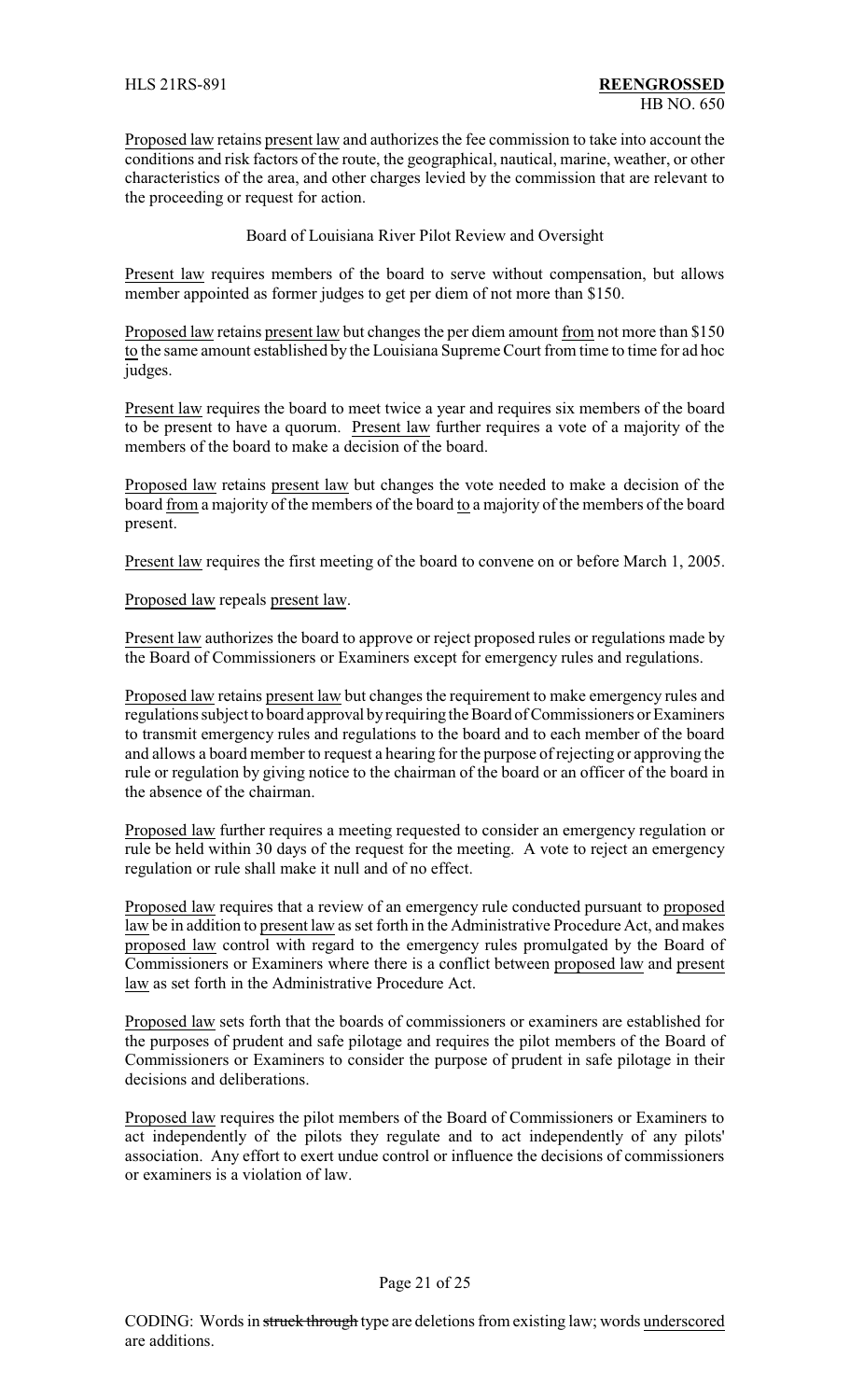Proposed law retains present law and authorizes the fee commission to take into account the conditions and risk factors of the route, the geographical, nautical, marine, weather, or other characteristics of the area, and other charges levied by the commission that are relevant to the proceeding or request for action.

Board of Louisiana River Pilot Review and Oversight

Present law requires members of the board to serve without compensation, but allows member appointed as former judges to get per diem of not more than $150.

Proposed law retains present law but changes the per diem amount from not more than $150 to the same amount established by the Louisiana Supreme Court from time to time for ad hoc judges.

Present law requires the board to meet twice a year and requires six members of the board to be present to have a quorum. Present law further requires a vote of a majority of the members of the board to make a decision of the board.

Proposed law retains present law but changes the vote needed to make a decision of the board from a majority of the members of the board to a majority of the members of the board present.

Present law requires the first meeting of the board to convene on or before March 1, 2005.

Proposed law repeals present law.

Present law authorizes the board to approve or reject proposed rules or regulations made by the Board of Commissioners or Examiners except for emergency rules and regulations.

Proposed law retains present law but changes the requirement to make emergency rules and regulations subject to board approval by requiring the Board of Commissioners or Examiners to transmit emergency rules and regulations to the board and to each member of the board and allows a board member to request a hearing for the purpose of rejecting or approving the rule or regulation by giving notice to the chairman of the board or an officer of the board in the absence of the chairman.

Proposed law further requires a meeting requested to consider an emergency regulation or rule be held within 30 days of the request for the meeting. A vote to reject an emergency regulation or rule shall make it null and of no effect.

Proposed law requires that a review of an emergency rule conducted pursuant to proposed law be in addition to present law as set forth in the Administrative Procedure Act, and makes proposed law control with regard to the emergency rules promulgated by the Board of Commissioners or Examiners where there is a conflict between proposed law and present law as set forth in the Administrative Procedure Act.

Proposed law sets forth that the boards of commissioners or examiners are established for the purposes of prudent and safe pilotage and requires the pilot members of the Board of Commissioners or Examiners to consider the purpose of prudent in safe pilotage in their decisions and deliberations.

Proposed law requires the pilot members of the Board of Commissioners or Examiners to act independently of the pilots they regulate and to act independently of any pilots' association. Any effort to exert undue control or influence the decisions of commissioners or examiners is a violation of law.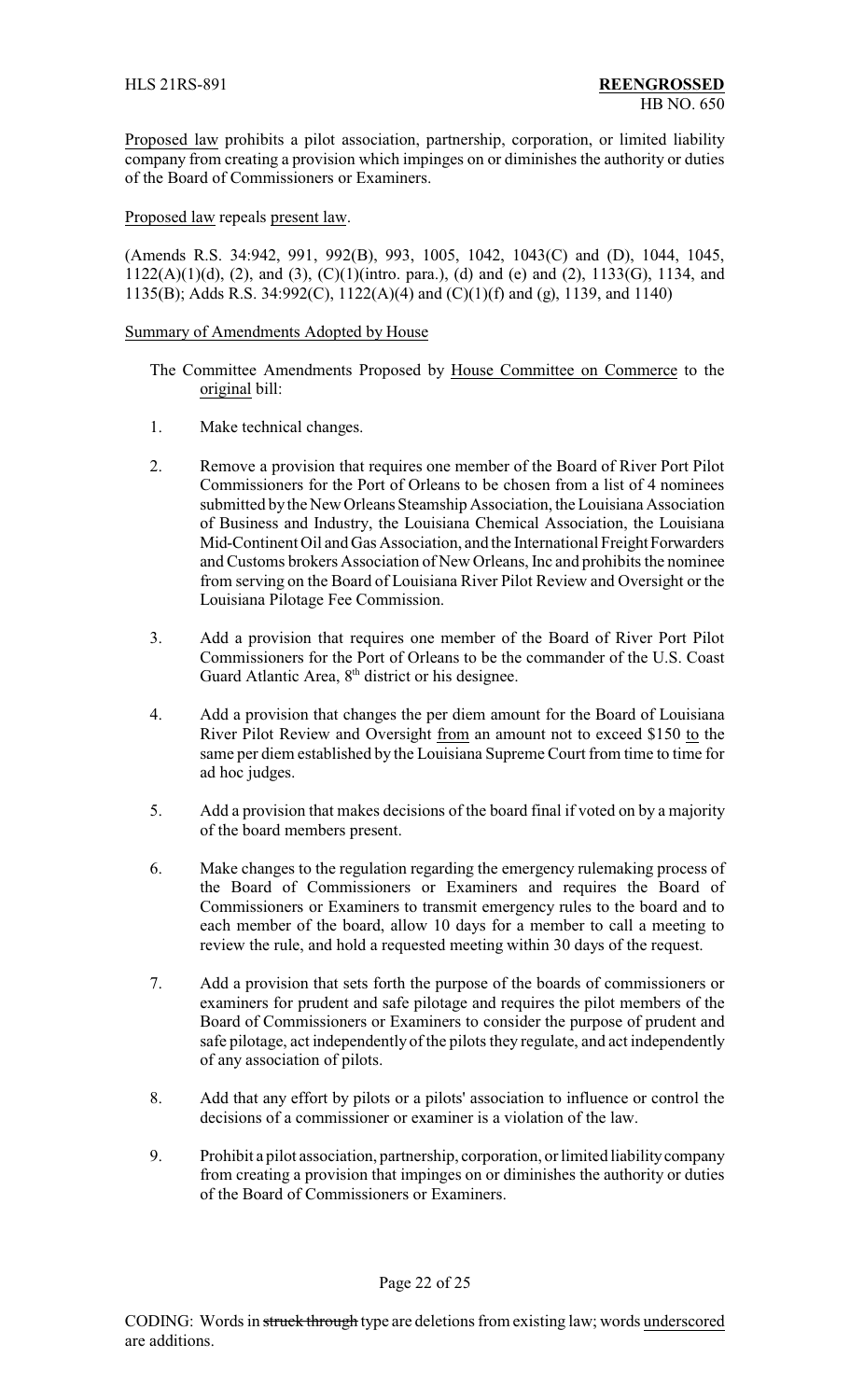Proposed law prohibits a pilot association, partnership, corporation, or limited liability company from creating a provision which impinges on or diminishes the authority or duties of the Board of Commissioners or Examiners.

Proposed law repeals present law.

(Amends R.S. 34:942, 991, 992(B), 993, 1005, 1042, 1043(C) and (D), 1044, 1045, 1122(A)(1)(d), (2), and (3), (C)(1)(intro. para.), (d) and (e) and (2), 1133(G), 1134, and 1135(B); Adds R.S. 34:992(C), 1122(A)(4) and (C)(1)(f) and (g), 1139, and 1140)

Summary of Amendments Adopted by House

The Committee Amendments Proposed by House Committee on Commerce to the original bill:

1. Make technical changes.

2. Remove a provision that requires one member of the Board of River Port Pilot Commissioners for the Port of Orleans to be chosen from a list of 4 nominees submitted by the New Orleans Steamship Association, the Louisiana Association of Business and Industry, the Louisiana Chemical Association, the Louisiana Mid-Continent Oil and Gas Association, and the International Freight Forwarders and Customs brokers Association of New Orleans, Inc and prohibits the nominee from serving on the Board of Louisiana River Pilot Review and Oversight or the Louisiana Pilotage Fee Commission.

3. Add a provision that requires one member of the Board of River Port Pilot Commissioners for the Port of Orleans to be the commander of the U.S. Coast Guard Atlantic Area, 8th district or his designee.

4. Add a provision that changes the per diem amount for the Board of Louisiana River Pilot Review and Oversight from an amount not to exceed $150 to the same per diem established by the Louisiana Supreme Court from time to time for ad hoc judges.

5. Add a provision that makes decisions of the board final if voted on by a majority of the board members present.

6. Make changes to the regulation regarding the emergency rulemaking process of the Board of Commissioners or Examiners and requires the Board of Commissioners or Examiners to transmit emergency rules to the board and to each member of the board, allow 10 days for a member to call a meeting to review the rule, and hold a requested meeting within 30 days of the request.

7. Add a provision that sets forth the purpose of the boards of commissioners or examiners for prudent and safe pilotage and requires the pilot members of the Board of Commissioners or Examiners to consider the purpose of prudent and safe pilotage, act independently of the pilots they regulate, and act independently of any association of pilots.

8. Add that any effort by pilots or a pilots' association to influence or control the decisions of a commissioner or examiner is a violation of the law.

9. Prohibit a pilot association, partnership, corporation, or limited liability company from creating a provision that impinges on or diminishes the authority or duties of the Board of Commissioners or Examiners.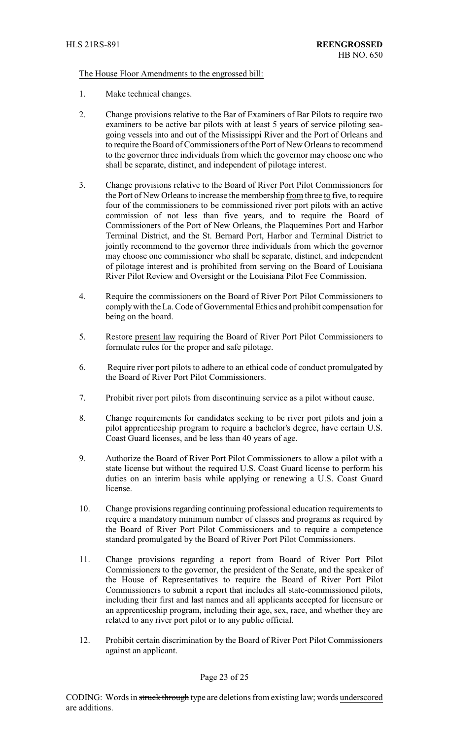The House Floor Amendments to the engrossed bill:

1. Make technical changes.

2. Change provisions relative to the Bar of Examiners of Bar Pilots to require two examiners to be active bar pilots with at least 5 years of service piloting sea-going vessels into and out of the Mississippi River and the Port of Orleans and to require the Board of Commissioners of the Port of New Orleans to recommend to the governor three individuals from which the governor may choose one who shall be separate, distinct, and independent of pilotage interest.

3. Change provisions relative to the Board of River Port Pilot Commissioners for the Port of New Orleans to increase the membership from three to five, to require four of the commissioners to be commissioned river port pilots with an active commission of not less than five years, and to require the Board of Commissioners of the Port of New Orleans, the Plaquemines Port and Harbor Terminal District, and the St. Bernard Port, Harbor and Terminal District to jointly recommend to the governor three individuals from which the governor may choose one commissioner who shall be separate, distinct, and independent of pilotage interest and is prohibited from serving on the Board of Louisiana River Pilot Review and Oversight or the Louisiana Pilot Fee Commission.

4. Require the commissioners on the Board of River Port Pilot Commissioners to comply with the La. Code of Governmental Ethics and prohibit compensation for being on the board.

5. Restore present law requiring the Board of River Port Pilot Commissioners to formulate rules for the proper and safe pilotage.

6. Require river port pilots to adhere to an ethical code of conduct promulgated by the Board of River Port Pilot Commissioners.

7. Prohibit river port pilots from discontinuing service as a pilot without cause.

8. Change requirements for candidates seeking to be river port pilots and join a pilot apprenticeship program to require a bachelor's degree, have certain U.S. Coast Guard licenses, and be less than 40 years of age.

9. Authorize the Board of River Port Pilot Commissioners to allow a pilot with a state license but without the required U.S. Coast Guard license to perform his duties on an interim basis while applying or renewing a U.S. Coast Guard license.

10. Change provisions regarding continuing professional education requirements to require a mandatory minimum number of classes and programs as required by the Board of River Port Pilot Commissioners and to require a competence standard promulgated by the Board of River Port Pilot Commissioners.

11. Change provisions regarding a report from Board of River Port Pilot Commissioners to the governor, the president of the Senate, and the speaker of the House of Representatives to require the Board of River Port Pilot Commissioners to submit a report that includes all state-commissioned pilots, including their first and last names and all applicants accepted for licensure or an apprenticeship program, including their age, sex, race, and whether they are related to any river port pilot or to any public official.

12. Prohibit certain discrimination by the Board of River Port Pilot Commissioners against an applicant.

CODING: Words in ~~struck through~~ type are deletions from existing law; words underscored are additions.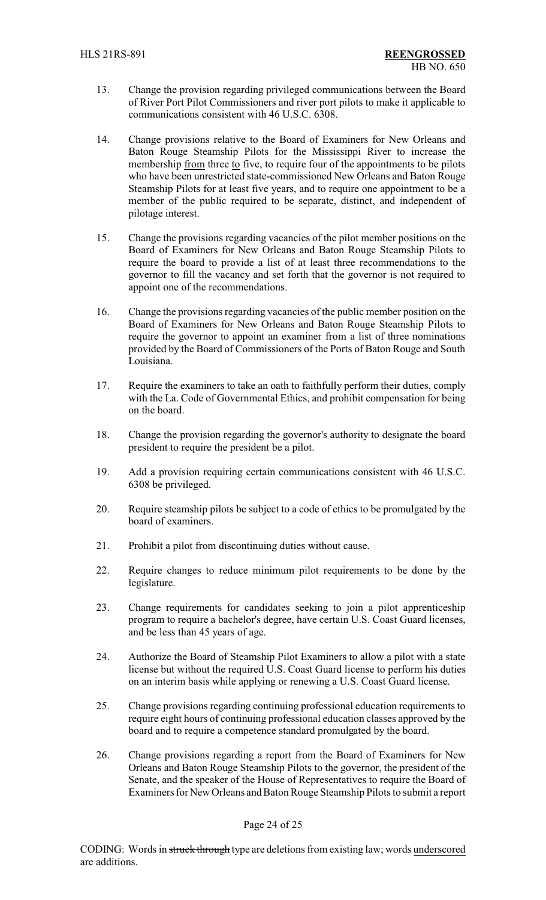13. Change the provision regarding privileged communications between the Board of River Port Pilot Commissioners and river port pilots to make it applicable to communications consistent with 46 U.S.C. 6308.

14. Change provisions relative to the Board of Examiners for New Orleans and Baton Rouge Steamship Pilots for the Mississippi River to increase the membership from three to five, to require four of the appointments to be pilots who have been unrestricted state-commissioned New Orleans and Baton Rouge Steamship Pilots for at least five years, and to require one appointment to be a member of the public required to be separate, distinct, and independent of pilotage interest.

15. Change the provisions regarding vacancies of the pilot member positions on the Board of Examiners for New Orleans and Baton Rouge Steamship Pilots to require the board to provide a list of at least three recommendations to the governor to fill the vacancy and set forth that the governor is not required to appoint one of the recommendations.

16. Change the provisions regarding vacancies of the public member position on the Board of Examiners for New Orleans and Baton Rouge Steamship Pilots to require the governor to appoint an examiner from a list of three nominations provided by the Board of Commissioners of the Ports of Baton Rouge and South Louisiana.

17. Require the examiners to take an oath to faithfully perform their duties, comply with the La. Code of Governmental Ethics, and prohibit compensation for being on the board.

18. Change the provision regarding the governor's authority to designate the board president to require the president be a pilot.

19. Add a provision requiring certain communications consistent with 46 U.S.C. 6308 be privileged.

20. Require steamship pilots be subject to a code of ethics to be promulgated by the board of examiners.

21. Prohibit a pilot from discontinuing duties without cause.

22. Require changes to reduce minimum pilot requirements to be done by the legislature.

23. Change requirements for candidates seeking to join a pilot apprenticeship program to require a bachelor's degree, have certain U.S. Coast Guard licenses, and be less than 45 years of age.

24. Authorize the Board of Steamship Pilot Examiners to allow a pilot with a state license but without the required U.S. Coast Guard license to perform his duties on an interim basis while applying or renewing a U.S. Coast Guard license.

25. Change provisions regarding continuing professional education requirements to require eight hours of continuing professional education classes approved by the board and to require a competence standard promulgated by the board.

26. Change provisions regarding a report from the Board of Examiners for New Orleans and Baton Rouge Steamship Pilots to the governor, the president of the Senate, and the speaker of the House of Representatives to require the Board of Examiners for New Orleans and Baton Rouge Steamship Pilots to submit a report

CODING: Words in ~~struck through~~ type are deletions from existing law; words underscored are additions.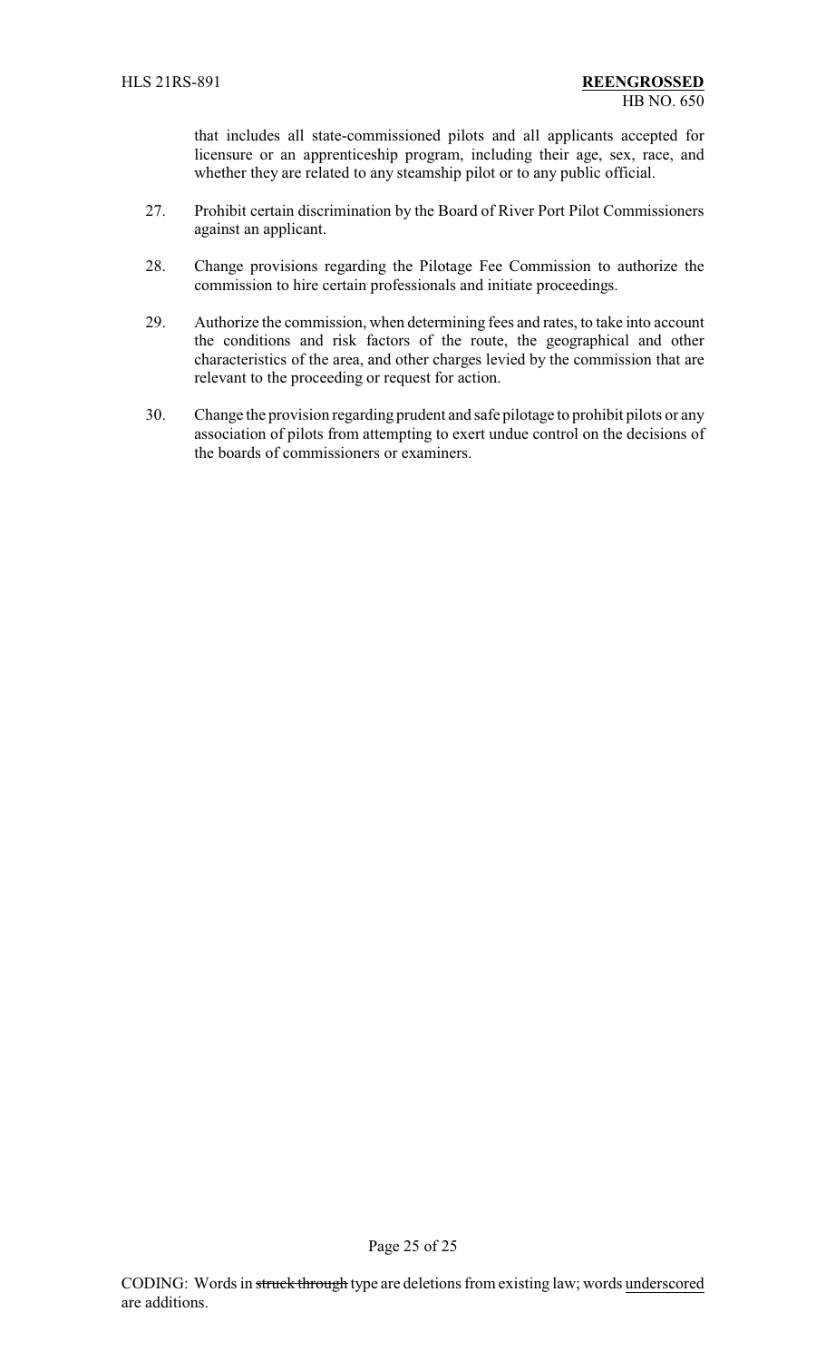that includes all state-commissioned pilots and all applicants accepted for licensure or an apprenticeship program, including their age, sex, race, and whether they are related to any steamship pilot or to any public official.

27. Prohibit certain discrimination by the Board of River Port Pilot Commissioners against an applicant.

28. Change provisions regarding the Pilotage Fee Commission to authorize the commission to hire certain professionals and initiate proceedings.

29. Authorize the commission, when determining fees and rates, to take into account the conditions and risk factors of the route, the geographical and other characteristics of the area, and other charges levied by the commission that are relevant to the proceeding or request for action.

30. Change the provision regarding prudent and safe pilotage to prohibit pilots or any association of pilots from attempting to exert undue control on the decisions of the boards of commissioners or examiners.